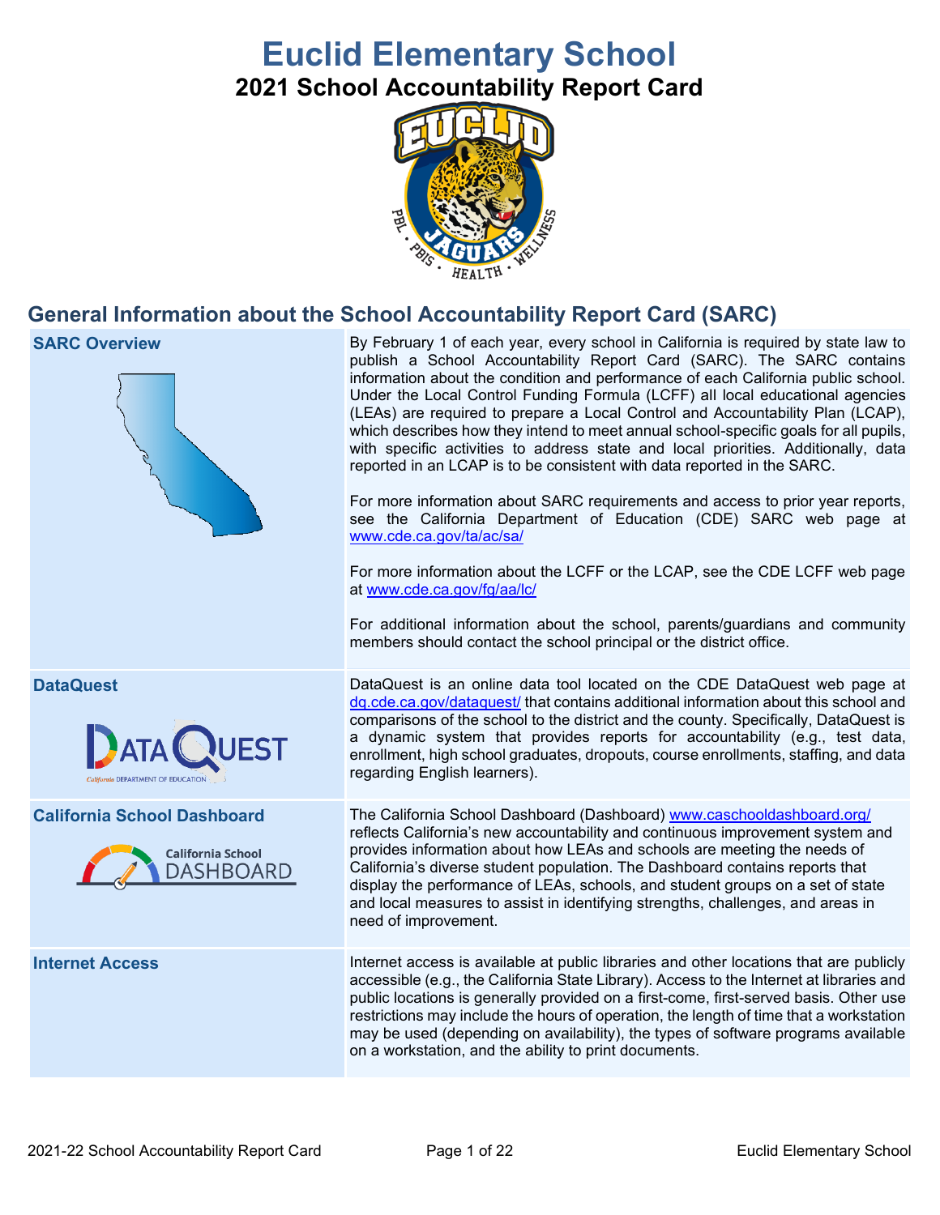# Euclid Elementary School

## 2021 School Accountability Report Card

## General Information about the School Accountability Report Card (SARC)

| SARC Overview | By February 1 of each year, every school in California is required by state law to publish a School Accountability Report Card (SARC). The SARC contains information about the condition and performance of each California public school. Under the Local Control Funding Formula (LCFF) all local educational agencies (LEAs) are required to prepare a Local Control and Accountability Plan (LCAP), which describes how they intend to meet annual school-specific goals for all pupils, with specific activities to address state and local priorities. Additionally, data reported in an LCAP is to be consistent with data reported in the SARC.<br><br>For more information about SARC requirements and access to prior year reports, see the California Department of Education (CDE) SARC web page at www.cde.ca.gov/ta/ac/sa/<br><br>For more information about the LCFF or the LCAP, see the CDE LCFF web page at www.cde.ca.gov/fg/aa/lc/<br><br>For additional information about the school, parents/guardians and community members should contact the school principal or the district office. |
|---|---|
| DataQuest | DataQuest is an online data tool located on the CDE DataQuest web page at dq.cde.ca.gov/dataquest/ that contains additional information about this school and comparisons of the school to the district and the county. Specifically, DataQuest is a dynamic system that provides reports for accountability (e.g., test data, enrollment, high school graduates, dropouts, course enrollments, staffing, and data regarding English learners). |
| California School Dashboard | The California School Dashboard (Dashboard) www.caschooldashboard.org/ reflects California's new accountability and continuous improvement system and provides information about how LEAs and schools are meeting the needs of California's diverse student population. The Dashboard contains reports that display the performance of LEAs, schools, and student groups on a set of state and local measures to assist in identifying strengths, challenges, and areas in need of improvement. |
| Internet Access | Internet access is available at public libraries and other locations that are publicly accessible (e.g., the California State Library). Access to the Internet at libraries and public locations is generally provided on a first-come, first-served basis. Other use restrictions may include the hours of operation, the length of time that a workstation may be used (depending on availability), the types of software programs available on a workstation, and the ability to print documents. |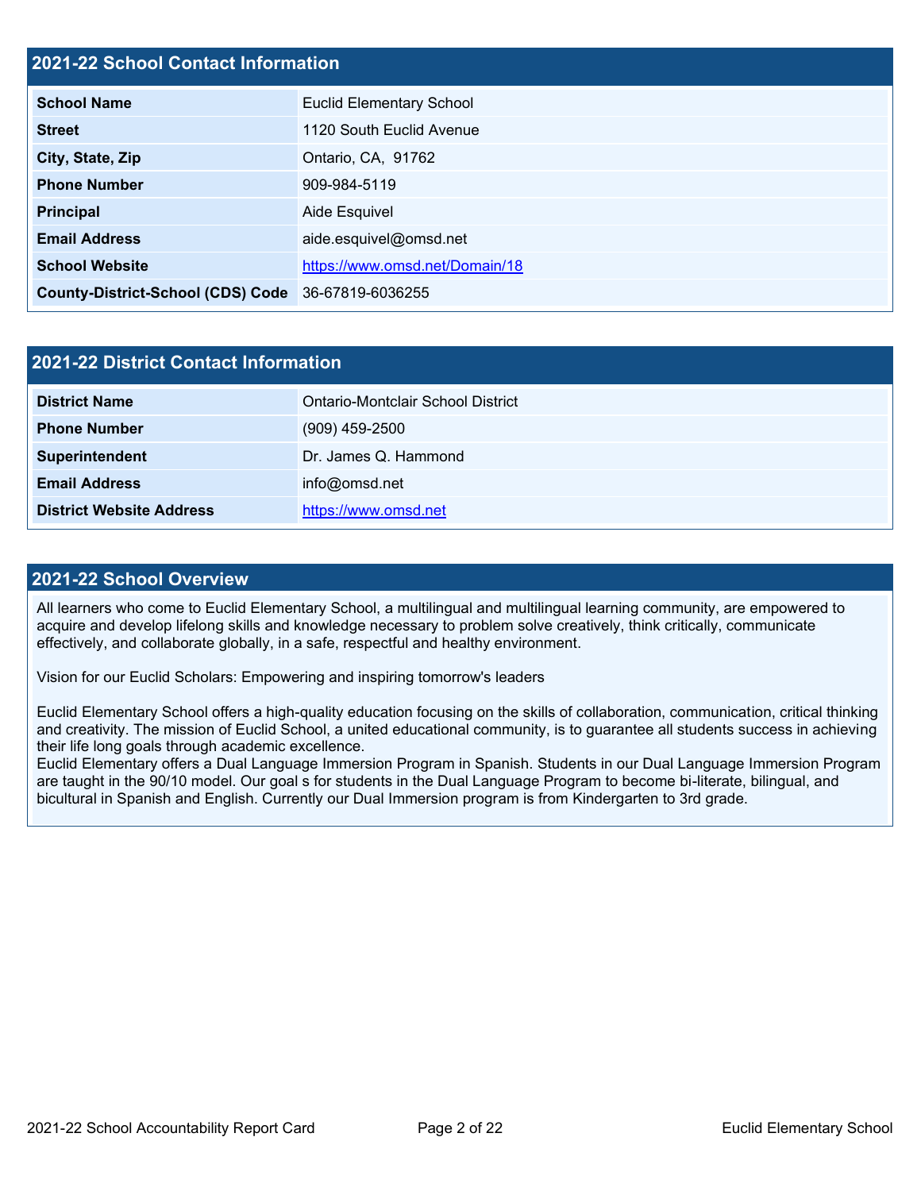## 2021-22 School Contact Information

| | |
|---|---|
| **School Name** | Euclid Elementary School |
| **Street** | 1120 South Euclid Avenue |
| **City, State, Zip** | Ontario, CA,  91762 |
| **Phone Number** | 909-984-5119 |
| **Principal** | Aide Esquivel |
| **Email Address** | aide.esquivel@omsd.net |
| **School Website** | https://www.omsd.net/Domain/18 |
| **County-District-School (CDS) Code** | 36-67819-6036255 |

## 2021-22 District Contact Information

| | |
|---|---|
| **District Name** | Ontario-Montclair School District |
| **Phone Number** | (909) 459-2500 |
| **Superintendent** | Dr. James Q. Hammond |
| **Email Address** | info@omsd.net |
| **District Website Address** | https://www.omsd.net |

## 2021-22 School Overview

All learners who come to Euclid Elementary School, a multilingual and multilingual learning community, are empowered to acquire and develop lifelong skills and knowledge necessary to problem solve creatively, think critically, communicate effectively, and collaborate globally, in a safe, respectful and healthy environment.

Vision for our Euclid Scholars: Empowering and inspiring tomorrow's leaders

Euclid Elementary School offers a high-quality education focusing on the skills of collaboration, communication, critical thinking and creativity. The mission of Euclid School, a united educational community, is to guarantee all students success in achieving their life long goals through academic excellence.
Euclid Elementary offers a Dual Language Immersion Program in Spanish. Students in our Dual Language Immersion Program are taught in the 90/10 model. Our goal s for students in the Dual Language Program to become bi-literate, bilingual, and bicultural in Spanish and English. Currently our Dual Immersion program is from Kindergarten to 3rd grade.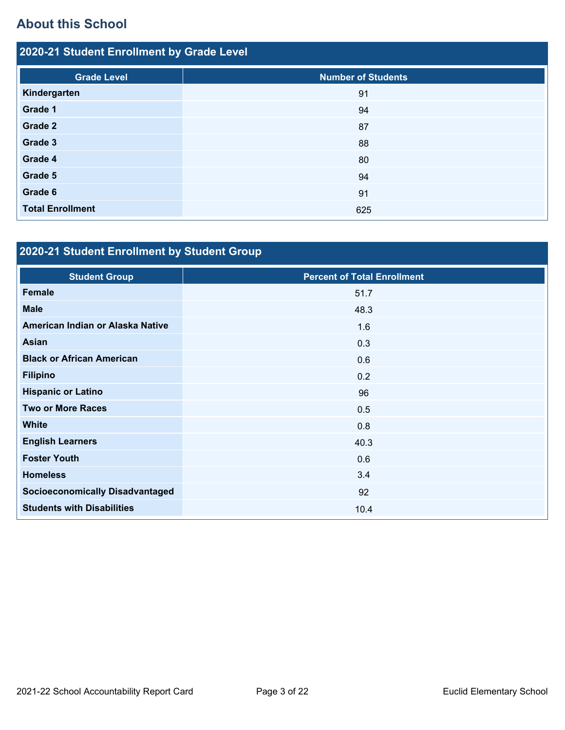## About this School

### 2020-21 Student Enrollment by Grade Level

| Grade Level | Number of Students |
|---|---|
| Kindergarten | 91 |
| Grade 1 | 94 |
| Grade 2 | 87 |
| Grade 3 | 88 |
| Grade 4 | 80 |
| Grade 5 | 94 |
| Grade 6 | 91 |
| Total Enrollment | 625 |

### 2020-21 Student Enrollment by Student Group

| Student Group | Percent of Total Enrollment |
|---|---|
| Female | 51.7 |
| Male | 48.3 |
| American Indian or Alaska Native | 1.6 |
| Asian | 0.3 |
| Black or African American | 0.6 |
| Filipino | 0.2 |
| Hispanic or Latino | 96 |
| Two or More Races | 0.5 |
| White | 0.8 |
| English Learners | 40.3 |
| Foster Youth | 0.6 |
| Homeless | 3.4 |
| Socioeconomically Disadvantaged | 92 |
| Students with Disabilities | 10.4 |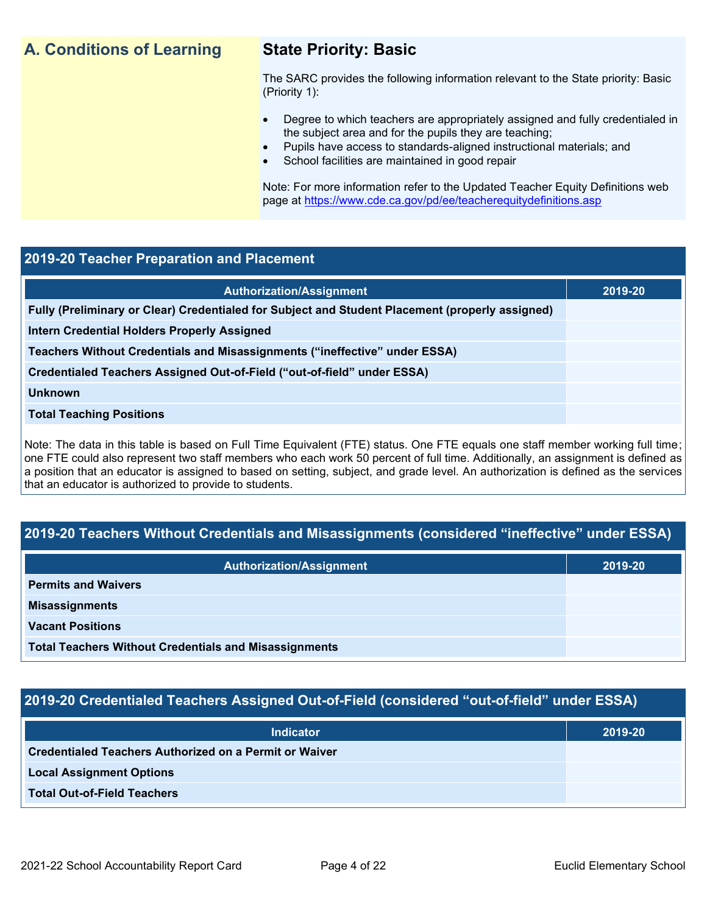## A. Conditions of Learning

### State Priority: Basic

The SARC provides the following information relevant to the State priority: Basic (Priority 1):

- Degree to which teachers are appropriately assigned and fully credentialed in the subject area and for the pupils they are teaching;
- Pupils have access to standards-aligned instructional materials; and
- School facilities are maintained in good repair

Note: For more information refer to the Updated Teacher Equity Definitions web page at https://www.cde.ca.gov/pd/ee/teacherequitydefinitions.asp

### 2019-20 Teacher Preparation and Placement

| Authorization/Assignment | 2019-20 |
| --- | --- |
| Fully (Preliminary or Clear) Credentialed for Subject and Student Placement (properly assigned) | |
| Intern Credential Holders Properly Assigned | |
| Teachers Without Credentials and Misassignments ("ineffective" under ESSA) | |
| Credentialed Teachers Assigned Out-of-Field ("out-of-field" under ESSA) | |
| Unknown | |
| Total Teaching Positions | |

Note: The data in this table is based on Full Time Equivalent (FTE) status. One FTE equals one staff member working full time; one FTE could also represent two staff members who each work 50 percent of full time. Additionally, an assignment is defined as a position that an educator is assigned to based on setting, subject, and grade level. An authorization is defined as the services that an educator is authorized to provide to students.

### 2019-20 Teachers Without Credentials and Misassignments (considered "ineffective" under ESSA)

| Authorization/Assignment | 2019-20 |
| --- | --- |
| Permits and Waivers | |
| Misassignments | |
| Vacant Positions | |
| Total Teachers Without Credentials and Misassignments | |

### 2019-20 Credentialed Teachers Assigned Out-of-Field (considered "out-of-field" under ESSA)

| Indicator | 2019-20 |
| --- | --- |
| Credentialed Teachers Authorized on a Permit or Waiver | |
| Local Assignment Options | |
| Total Out-of-Field Teachers | |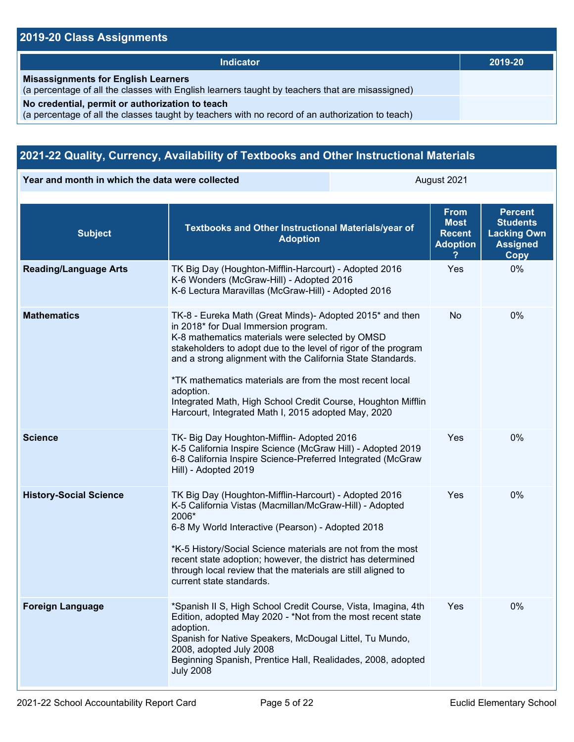## 2019-20 Class Assignments

| Indicator | 2019-20 |
|---|---|
| **Misassignments for English Learners** (a percentage of all the classes with English learners taught by teachers that are misassigned) | |
| **No credential, permit or authorization to teach** (a percentage of all the classes taught by teachers with no record of an authorization to teach) | |

## 2021-22 Quality, Currency, Availability of Textbooks and Other Instructional Materials

| Year and month in which the data were collected | August 2021 |
|---|---|

| Subject | Textbooks and Other Instructional Materials/year of Adoption | From Most Recent Adoption ? | Percent Students Lacking Own Assigned Copy |
|---|---|---|---|
| **Reading/Language Arts** | TK Big Day (Houghton-Mifflin-Harcourt) - Adopted 2016<br>K-6 Wonders (McGraw-Hill) - Adopted 2016<br>K-6 Lectura Maravillas (McGraw-Hill) - Adopted 2016 | Yes | 0% |
| **Mathematics** | TK-8 - Eureka Math (Great Minds)- Adopted 2015* and then in 2018* for Dual Immersion program.<br>K-8 mathematics materials were selected by OMSD stakeholders to adopt due to the level of rigor of the program and a strong alignment with the California State Standards.<br><br>*TK mathematics materials are from the most recent local adoption.<br>Integrated Math, High School Credit Course, Houghton Mifflin Harcourt, Integrated Math I, 2015 adopted May, 2020 | No | 0% |
| **Science** | TK- Big Day Houghton-Mifflin- Adopted 2016<br>K-5 California Inspire Science (McGraw Hill) - Adopted 2019<br>6-8 California Inspire Science-Preferred Integrated (McGraw Hill) - Adopted 2019 | Yes | 0% |
| **History-Social Science** | TK Big Day (Houghton-Mifflin-Harcourt) - Adopted 2016<br>K-5 California Vistas (Macmillan/McGraw-Hill) - Adopted 2006*<br>6-8 My World Interactive (Pearson) - Adopted 2018<br><br>*K-5 History/Social Science materials are not from the most recent state adoption; however, the district has determined through local review that the materials are still aligned to current state standards. | Yes | 0% |
| **Foreign Language** | *Spanish II S, High School Credit Course, Vista, Imagina, 4th Edition, adopted May 2020 - *Not from the most recent state adoption.<br>Spanish for Native Speakers, McDougal Littel, Tu Mundo, 2008, adopted July 2008<br>Beginning Spanish, Prentice Hall, Realidades, 2008, adopted July 2008 | Yes | 0% |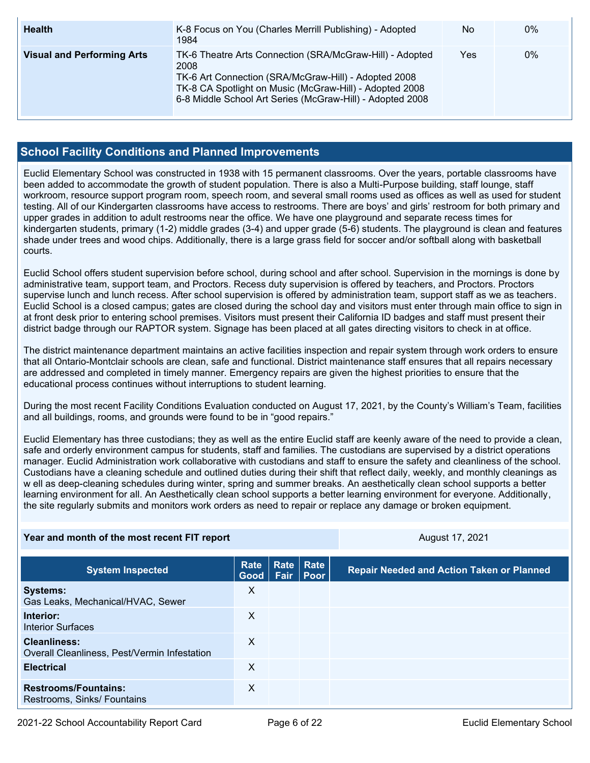| | | | |
|---|---|---|---|
| **Health** | K-8 Focus on You (Charles Merrill Publishing) - Adopted 1984 | No | 0% |
| **Visual and Performing Arts** | TK-6 Theatre Arts Connection (SRA/McGraw-Hill) - Adopted 2008<br>TK-6 Art Connection (SRA/McGraw-Hill) - Adopted 2008<br>TK-8 CA Spotlight on Music (McGraw-Hill) - Adopted 2008<br>6-8 Middle School Art Series (McGraw-Hill) - Adopted 2008 | Yes | 0% |

## School Facility Conditions and Planned Improvements

Euclid Elementary School was constructed in 1938 with 15 permanent classrooms. Over the years, portable classrooms have been added to accommodate the growth of student population. There is also a Multi-Purpose building, staff lounge, staff workroom, resource support program room, speech room, and several small rooms used as offices as well as used for student testing. All of our Kindergarten classrooms have access to restrooms. There are boys' and girls' restroom for both primary and upper grades in addition to adult restrooms near the office. We have one playground and separate recess times for kindergarten students, primary (1-2) middle grades (3-4) and upper grade (5-6) students. The playground is clean and features shade under trees and wood chips. Additionally, there is a large grass field for soccer and/or softball along with basketball courts.

Euclid School offers student supervision before school, during school and after school. Supervision in the mornings is done by administrative team, support team, and Proctors. Recess duty supervision is offered by teachers, and Proctors. Proctors supervise lunch and lunch recess. After school supervision is offered by administration team, support staff as we as teachers. Euclid School is a closed campus; gates are closed during the school day and visitors must enter through main office to sign in at front desk prior to entering school premises. Visitors must present their California ID badges and staff must present their district badge through our RAPTOR system. Signage has been placed at all gates directing visitors to check in at office.

The district maintenance department maintains an active facilities inspection and repair system through work orders to ensure that all Ontario-Montclair schools are clean, safe and functional. District maintenance staff ensures that all repairs necessary are addressed and completed in timely manner. Emergency repairs are given the highest priorities to ensure that the educational process continues without interruptions to student learning.

During the most recent Facility Conditions Evaluation conducted on August 17, 2021, by the County's William's Team, facilities and all buildings, rooms, and grounds were found to be in "good repairs."

Euclid Elementary has three custodians; they as well as the entire Euclid staff are keenly aware of the need to provide a clean, safe and orderly environment campus for students, staff and families. The custodians are supervised by a district operations manager. Euclid Administration work collaborative with custodians and staff to ensure the safety and cleanliness of the school. Custodians have a cleaning schedule and outlined duties during their shift that reflect daily, weekly, and monthly cleanings as w ell as deep-cleaning schedules during winter, spring and summer breaks. An aesthetically clean school supports a better learning environment for all. An Aesthetically clean school supports a better learning environment for everyone. Additionally, the site regularly submits and monitors work orders as need to repair or replace any damage or broken equipment.

| | |
|---|---|
| **Year and month of the most recent FIT report** | August 17, 2021 |

| System Inspected | Rate Good | Rate Fair | Rate Poor | Repair Needed and Action Taken or Planned |
|---|---|---|---|---|
| **Systems:**<br>Gas Leaks, Mechanical/HVAC, Sewer | X | | | |
| **Interior:**<br>Interior Surfaces | X | | | |
| **Cleanliness:**<br>Overall Cleanliness, Pest/Vermin Infestation | X | | | |
| **Electrical** | X | | | |
| **Restrooms/Fountains:**<br>Restrooms, Sinks/ Fountains | X | | | |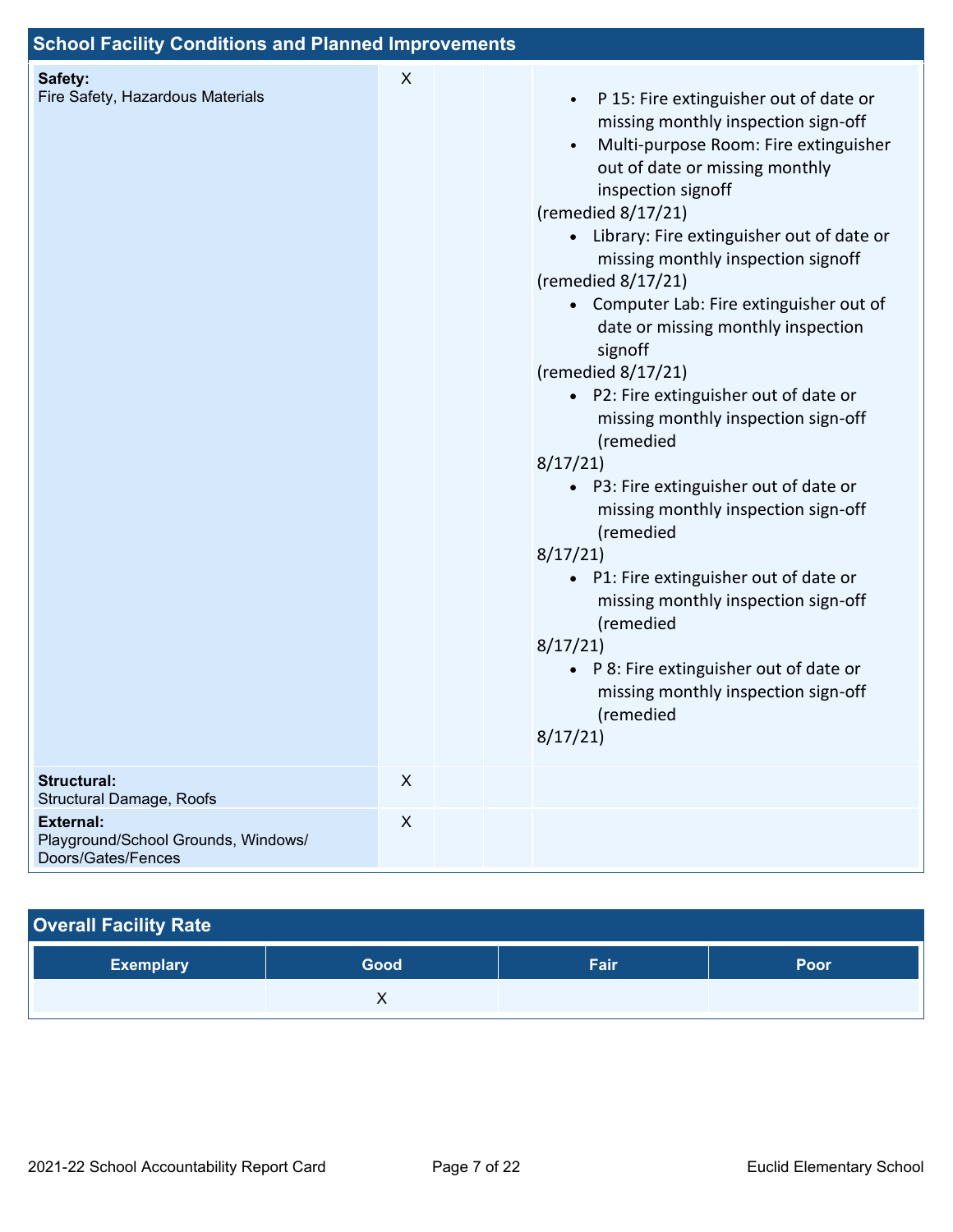## School Facility Conditions and Planned Improvements

| System Inspected | Good | Fair | Poor | Repair Needed and Action Taken or Planned |
|---|---|---|---|---|
| **Safety:** Fire Safety, Hazardous Materials | X | | | • P 15: Fire extinguisher out of date or missing monthly inspection sign-off<br>• Multi-purpose Room: Fire extinguisher out of date or missing monthly inspection signoff<br>(remedied 8/17/21)<br>• Library: Fire extinguisher out of date or missing monthly inspection signoff<br>(remedied 8/17/21)<br>• Computer Lab: Fire extinguisher out of date or missing monthly inspection signoff<br>(remedied 8/17/21)<br>• P2: Fire extinguisher out of date or missing monthly inspection sign-off (remedied 8/17/21)<br>• P3: Fire extinguisher out of date or missing monthly inspection sign-off (remedied 8/17/21)<br>• P1: Fire extinguisher out of date or missing monthly inspection sign-off (remedied 8/17/21)<br>• P 8: Fire extinguisher out of date or missing monthly inspection sign-off (remedied 8/17/21) |
| **Structural:** Structural Damage, Roofs | X | | | |
| **External:** Playground/School Grounds, Windows/ Doors/Gates/Fences | X | | | |

## Overall Facility Rate

| Exemplary | Good | Fair | Poor |
|---|---|---|---|
| | X | | |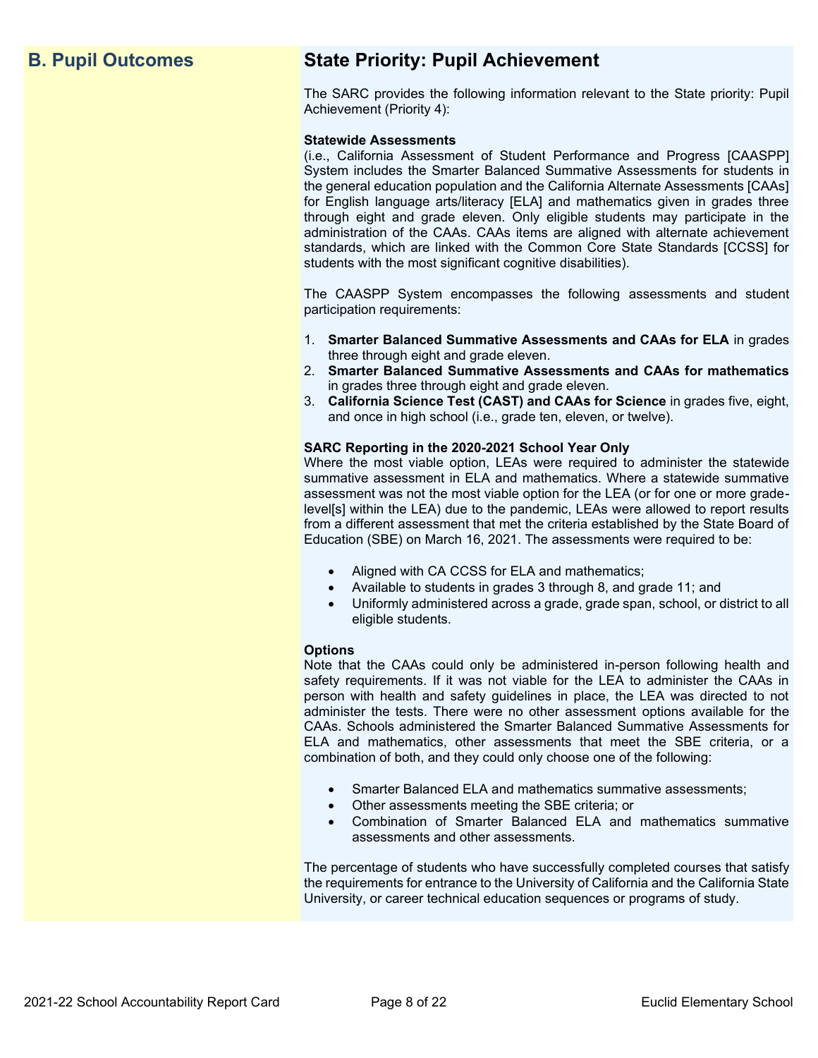## B. Pupil Outcomes

## State Priority: Pupil Achievement

The SARC provides the following information relevant to the State priority: Pupil Achievement (Priority 4):

**Statewide Assessments**
(i.e., California Assessment of Student Performance and Progress [CAASPP] System includes the Smarter Balanced Summative Assessments for students in the general education population and the California Alternate Assessments [CAAs] for English language arts/literacy [ELA] and mathematics given in grades three through eight and grade eleven. Only eligible students may participate in the administration of the CAAs. CAAs items are aligned with alternate achievement standards, which are linked with the Common Core State Standards [CCSS] for students with the most significant cognitive disabilities).

The CAASPP System encompasses the following assessments and student participation requirements:

1. **Smarter Balanced Summative Assessments and CAAs for ELA** in grades three through eight and grade eleven.
2. **Smarter Balanced Summative Assessments and CAAs for mathematics** in grades three through eight and grade eleven.
3. **California Science Test (CAST) and CAAs for Science** in grades five, eight, and once in high school (i.e., grade ten, eleven, or twelve).

**SARC Reporting in the 2020-2021 School Year Only**
Where the most viable option, LEAs were required to administer the statewide summative assessment in ELA and mathematics. Where a statewide summative assessment was not the most viable option for the LEA (or for one or more grade-level[s] within the LEA) due to the pandemic, LEAs were allowed to report results from a different assessment that met the criteria established by the State Board of Education (SBE) on March 16, 2021. The assessments were required to be:

- Aligned with CA CCSS for ELA and mathematics;
- Available to students in grades 3 through 8, and grade 11; and
- Uniformly administered across a grade, grade span, school, or district to all eligible students.

**Options**
Note that the CAAs could only be administered in-person following health and safety requirements. If it was not viable for the LEA to administer the CAAs in person with health and safety guidelines in place, the LEA was directed to not administer the tests. There were no other assessment options available for the CAAs. Schools administered the Smarter Balanced Summative Assessments for ELA and mathematics, other assessments that meet the SBE criteria, or a combination of both, and they could only choose one of the following:

- Smarter Balanced ELA and mathematics summative assessments;
- Other assessments meeting the SBE criteria; or
- Combination of Smarter Balanced ELA and mathematics summative assessments and other assessments.

The percentage of students who have successfully completed courses that satisfy the requirements for entrance to the University of California and the California State University, or career technical education sequences or programs of study.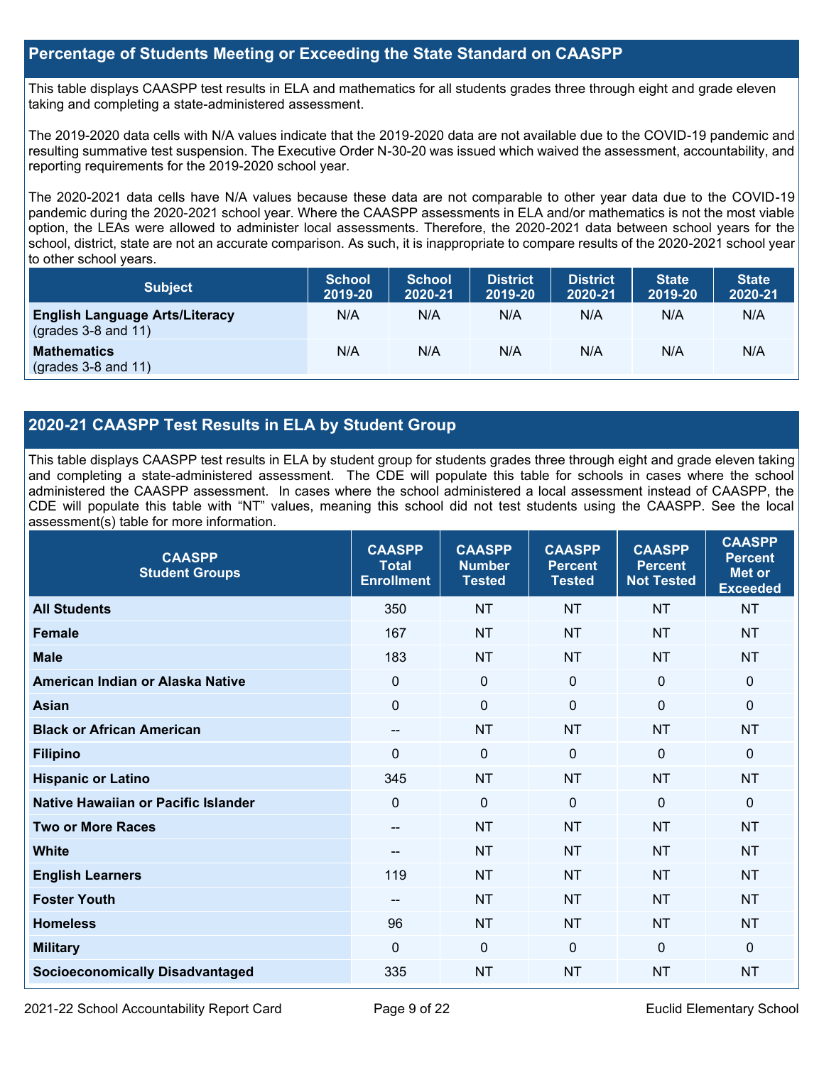## Percentage of Students Meeting or Exceeding the State Standard on CAASPP

This table displays CAASPP test results in ELA and mathematics for all students grades three through eight and grade eleven taking and completing a state-administered assessment.

The 2019-2020 data cells with N/A values indicate that the 2019-2020 data are not available due to the COVID-19 pandemic and resulting summative test suspension. The Executive Order N-30-20 was issued which waived the assessment, accountability, and reporting requirements for the 2019-2020 school year.

The 2020-2021 data cells have N/A values because these data are not comparable to other year data due to the COVID-19 pandemic during the 2020-2021 school year. Where the CAASPP assessments in ELA and/or mathematics is not the most viable option, the LEAs were allowed to administer local assessments. Therefore, the 2020-2021 data between school years for the school, district, state are not an accurate comparison. As such, it is inappropriate to compare results of the 2020-2021 school year to other school years.

| Subject | School 2019-20 | School 2020-21 | District 2019-20 | District 2020-21 | State 2019-20 | State 2020-21 |
|---|---|---|---|---|---|---|
| **English Language Arts/Literacy** (grades 3-8 and 11) | N/A | N/A | N/A | N/A | N/A | N/A |
| **Mathematics** (grades 3-8 and 11) | N/A | N/A | N/A | N/A | N/A | N/A |

## 2020-21 CAASPP Test Results in ELA by Student Group

This table displays CAASPP test results in ELA by student group for students grades three through eight and grade eleven taking and completing a state-administered assessment. The CDE will populate this table for schools in cases where the school administered the CAASPP assessment. In cases where the school administered a local assessment instead of CAASPP, the CDE will populate this table with "NT" values, meaning this school did not test students using the CAASPP. See the local assessment(s) table for more information.

| CAASPP Student Groups | CAASPP Total Enrollment | CAASPP Number Tested | CAASPP Percent Tested | CAASPP Percent Not Tested | CAASPP Percent Met or Exceeded |
|---|---|---|---|---|---|
| **All Students** | 350 | NT | NT | NT | NT |
| **Female** | 167 | NT | NT | NT | NT |
| **Male** | 183 | NT | NT | NT | NT |
| **American Indian or Alaska Native** | 0 | 0 | 0 | 0 | 0 |
| **Asian** | 0 | 0 | 0 | 0 | 0 |
| **Black or African American** | -- | NT | NT | NT | NT |
| **Filipino** | 0 | 0 | 0 | 0 | 0 |
| **Hispanic or Latino** | 345 | NT | NT | NT | NT |
| **Native Hawaiian or Pacific Islander** | 0 | 0 | 0 | 0 | 0 |
| **Two or More Races** | -- | NT | NT | NT | NT |
| **White** | -- | NT | NT | NT | NT |
| **English Learners** | 119 | NT | NT | NT | NT |
| **Foster Youth** | -- | NT | NT | NT | NT |
| **Homeless** | 96 | NT | NT | NT | NT |
| **Military** | 0 | 0 | 0 | 0 | 0 |
| **Socioeconomically Disadvantaged** | 335 | NT | NT | NT | NT |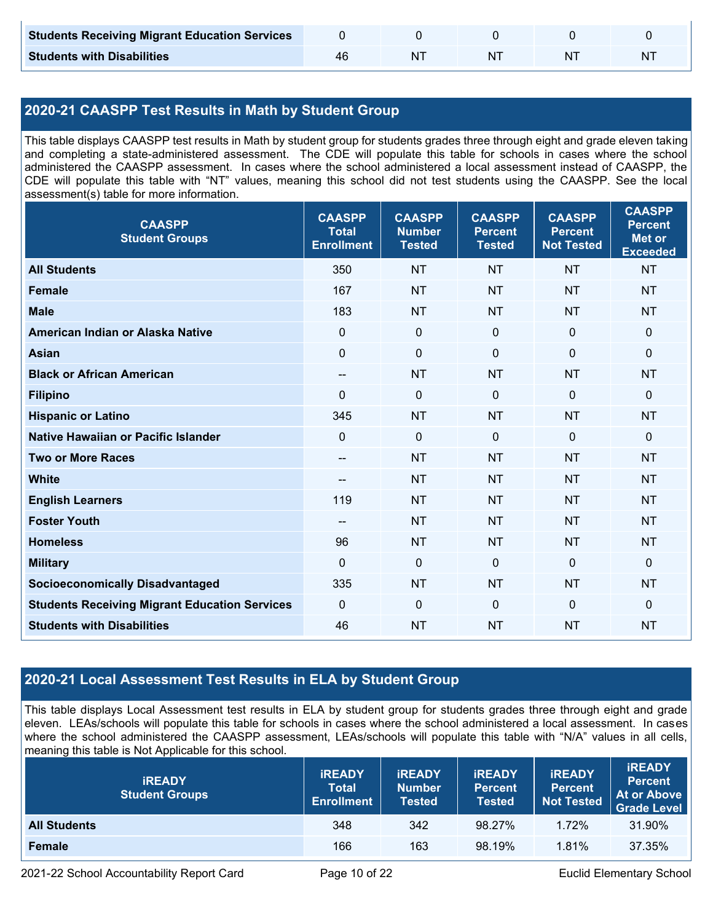| | | | | | |
|---|---|---|---|---|---|
| **Students Receiving Migrant Education Services** | 0 | 0 | 0 | 0 | 0 |
| **Students with Disabilities** | 46 | NT | NT | NT | NT |

## 2020-21 CAASPP Test Results in Math by Student Group

This table displays CAASPP test results in Math by student group for students grades three through eight and grade eleven taking and completing a state-administered assessment. The CDE will populate this table for schools in cases where the school administered the CAASPP assessment. In cases where the school administered a local assessment instead of CAASPP, the CDE will populate this table with "NT" values, meaning this school did not test students using the CAASPP. See the local assessment(s) table for more information.

| CAASPP Student Groups | CAASPP Total Enrollment | CAASPP Number Tested | CAASPP Percent Tested | CAASPP Percent Not Tested | CAASPP Percent Met or Exceeded |
|---|---|---|---|---|---|
| **All Students** | 350 | NT | NT | NT | NT |
| **Female** | 167 | NT | NT | NT | NT |
| **Male** | 183 | NT | NT | NT | NT |
| **American Indian or Alaska Native** | 0 | 0 | 0 | 0 | 0 |
| **Asian** | 0 | 0 | 0 | 0 | 0 |
| **Black or African American** | -- | NT | NT | NT | NT |
| **Filipino** | 0 | 0 | 0 | 0 | 0 |
| **Hispanic or Latino** | 345 | NT | NT | NT | NT |
| **Native Hawaiian or Pacific Islander** | 0 | 0 | 0 | 0 | 0 |
| **Two or More Races** | -- | NT | NT | NT | NT |
| **White** | -- | NT | NT | NT | NT |
| **English Learners** | 119 | NT | NT | NT | NT |
| **Foster Youth** | -- | NT | NT | NT | NT |
| **Homeless** | 96 | NT | NT | NT | NT |
| **Military** | 0 | 0 | 0 | 0 | 0 |
| **Socioeconomically Disadvantaged** | 335 | NT | NT | NT | NT |
| **Students Receiving Migrant Education Services** | 0 | 0 | 0 | 0 | 0 |
| **Students with Disabilities** | 46 | NT | NT | NT | NT |

## 2020-21 Local Assessment Test Results in ELA by Student Group

This table displays Local Assessment test results in ELA by student group for students grades three through eight and grade eleven. LEAs/schools will populate this table for schools in cases where the school administered a local assessment. In cases where the school administered the CAASPP assessment, LEAs/schools will populate this table with "N/A" values in all cells, meaning this table is Not Applicable for this school.

| iREADY Student Groups | iREADY Total Enrollment | iREADY Number Tested | iREADY Percent Tested | iREADY Percent Not Tested | iREADY Percent At or Above Grade Level |
|---|---|---|---|---|---|
| **All Students** | 348 | 342 | 98.27% | 1.72% | 31.90% |
| **Female** | 166 | 163 | 98.19% | 1.81% | 37.35% |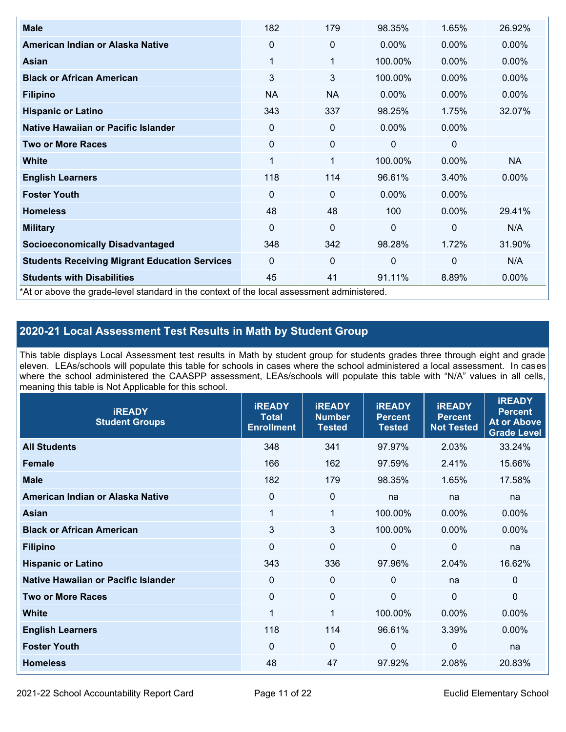| | | | | | |
|---|---|---|---|---|---|
| **Male** | 182 | 179 | 98.35% | 1.65% | 26.92% |
| **American Indian or Alaska Native** | 0 | 0 | 0.00% | 0.00% | 0.00% |
| **Asian** | 1 | 1 | 100.00% | 0.00% | 0.00% |
| **Black or African American** | 3 | 3 | 100.00% | 0.00% | 0.00% |
| **Filipino** | NA | NA | 0.00% | 0.00% | 0.00% |
| **Hispanic or Latino** | 343 | 337 | 98.25% | 1.75% | 32.07% |
| **Native Hawaiian or Pacific Islander** | 0 | 0 | 0.00% | 0.00% | |
| **Two or More Races** | 0 | 0 | 0 | 0 | |
| **White** | 1 | 1 | 100.00% | 0.00% | NA |
| **English Learners** | 118 | 114 | 96.61% | 3.40% | 0.00% |
| **Foster Youth** | 0 | 0 | 0.00% | 0.00% | |
| **Homeless** | 48 | 48 | 100 | 0.00% | 29.41% |
| **Military** | 0 | 0 | 0 | 0 | N/A |
| **Socioeconomically Disadvantaged** | 348 | 342 | 98.28% | 1.72% | 31.90% |
| **Students Receiving Migrant Education Services** | 0 | 0 | 0 | 0 | N/A |
| **Students with Disabilities** | 45 | 41 | 91.11% | 8.89% | 0.00% |

*At or above the grade-level standard in the context of the local assessment administered.

## 2020-21 Local Assessment Test Results in Math by Student Group

This table displays Local Assessment test results in Math by student group for students grades three through eight and grade eleven. LEAs/schools will populate this table for schools in cases where the school administered a local assessment. In cases where the school administered the CAASPP assessment, LEAs/schools will populate this table with "N/A" values in all cells, meaning this table is Not Applicable for this school.

| iREADY Student Groups | iREADY Total Enrollment | iREADY Number Tested | iREADY Percent Tested | iREADY Percent Not Tested | iREADY Percent At or Above Grade Level |
|---|---|---|---|---|---|
| **All Students** | 348 | 341 | 97.97% | 2.03% | 33.24% |
| **Female** | 166 | 162 | 97.59% | 2.41% | 15.66% |
| **Male** | 182 | 179 | 98.35% | 1.65% | 17.58% |
| **American Indian or Alaska Native** | 0 | 0 | na | na | na |
| **Asian** | 1 | 1 | 100.00% | 0.00% | 0.00% |
| **Black or African American** | 3 | 3 | 100.00% | 0.00% | 0.00% |
| **Filipino** | 0 | 0 | 0 | 0 | na |
| **Hispanic or Latino** | 343 | 336 | 97.96% | 2.04% | 16.62% |
| **Native Hawaiian or Pacific Islander** | 0 | 0 | 0 | na | 0 |
| **Two or More Races** | 0 | 0 | 0 | 0 | 0 |
| **White** | 1 | 1 | 100.00% | 0.00% | 0.00% |
| **English Learners** | 118 | 114 | 96.61% | 3.39% | 0.00% |
| **Foster Youth** | 0 | 0 | 0 | 0 | na |
| **Homeless** | 48 | 47 | 97.92% | 2.08% | 20.83% |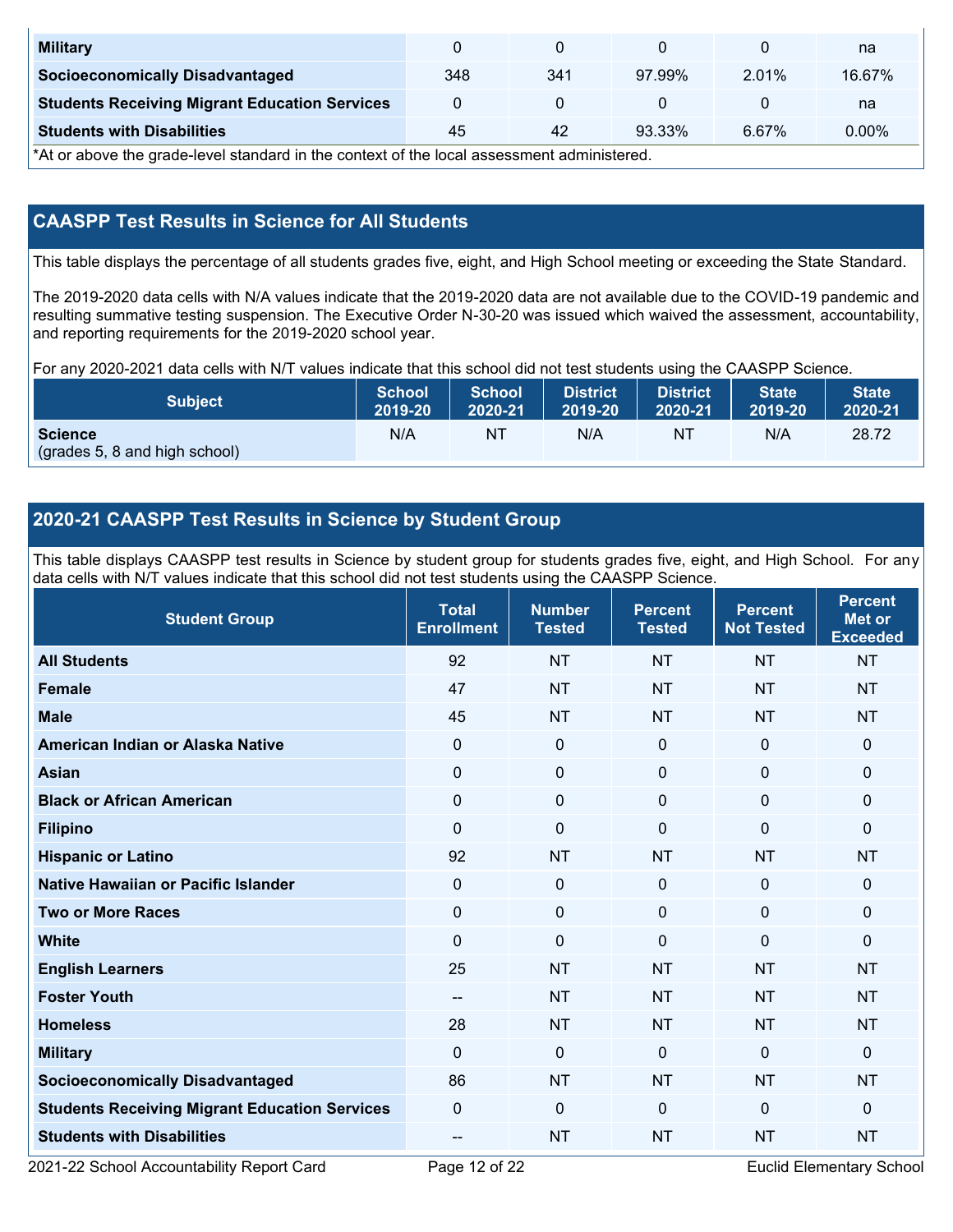| Military | 0 | 0 | 0 | 0 | na |
|---|---|---|---|---|---|
| Socioeconomically Disadvantaged | 348 | 341 | 97.99% | 2.01% | 16.67% |
| Students Receiving Migrant Education Services | 0 | 0 | 0 | 0 | na |
| Students with Disabilities | 45 | 42 | 93.33% | 6.67% | 0.00% |

*At or above the grade-level standard in the context of the local assessment administered.

## CAASPP Test Results in Science for All Students

This table displays the percentage of all students grades five, eight, and High School meeting or exceeding the State Standard.

The 2019-2020 data cells with N/A values indicate that the 2019-2020 data are not available due to the COVID-19 pandemic and resulting summative testing suspension. The Executive Order N-30-20 was issued which waived the assessment, accountability, and reporting requirements for the 2019-2020 school year.

For any 2020-2021 data cells with N/T values indicate that this school did not test students using the CAASPP Science.

| Subject | School 2019-20 | School 2020-21 | District 2019-20 | District 2020-21 | State 2019-20 | State 2020-21 |
|---|---|---|---|---|---|---|
| **Science** (grades 5, 8 and high school) | N/A | NT | N/A | NT | N/A | 28.72 |

## 2020-21 CAASPP Test Results in Science by Student Group

This table displays CAASPP test results in Science by student group for students grades five, eight, and High School. For any data cells with N/T values indicate that this school did not test students using the CAASPP Science.

| Student Group | Total Enrollment | Number Tested | Percent Tested | Percent Not Tested | Percent Met or Exceeded |
|---|---|---|---|---|---|
| All Students | 92 | NT | NT | NT | NT |
| Female | 47 | NT | NT | NT | NT |
| Male | 45 | NT | NT | NT | NT |
| American Indian or Alaska Native | 0 | 0 | 0 | 0 | 0 |
| Asian | 0 | 0 | 0 | 0 | 0 |
| Black or African American | 0 | 0 | 0 | 0 | 0 |
| Filipino | 0 | 0 | 0 | 0 | 0 |
| Hispanic or Latino | 92 | NT | NT | NT | NT |
| Native Hawaiian or Pacific Islander | 0 | 0 | 0 | 0 | 0 |
| Two or More Races | 0 | 0 | 0 | 0 | 0 |
| White | 0 | 0 | 0 | 0 | 0 |
| English Learners | 25 | NT | NT | NT | NT |
| Foster Youth | -- | NT | NT | NT | NT |
| Homeless | 28 | NT | NT | NT | NT |
| Military | 0 | 0 | 0 | 0 | 0 |
| Socioeconomically Disadvantaged | 86 | NT | NT | NT | NT |
| Students Receiving Migrant Education Services | 0 | 0 | 0 | 0 | 0 |
| Students with Disabilities | -- | NT | NT | NT | NT |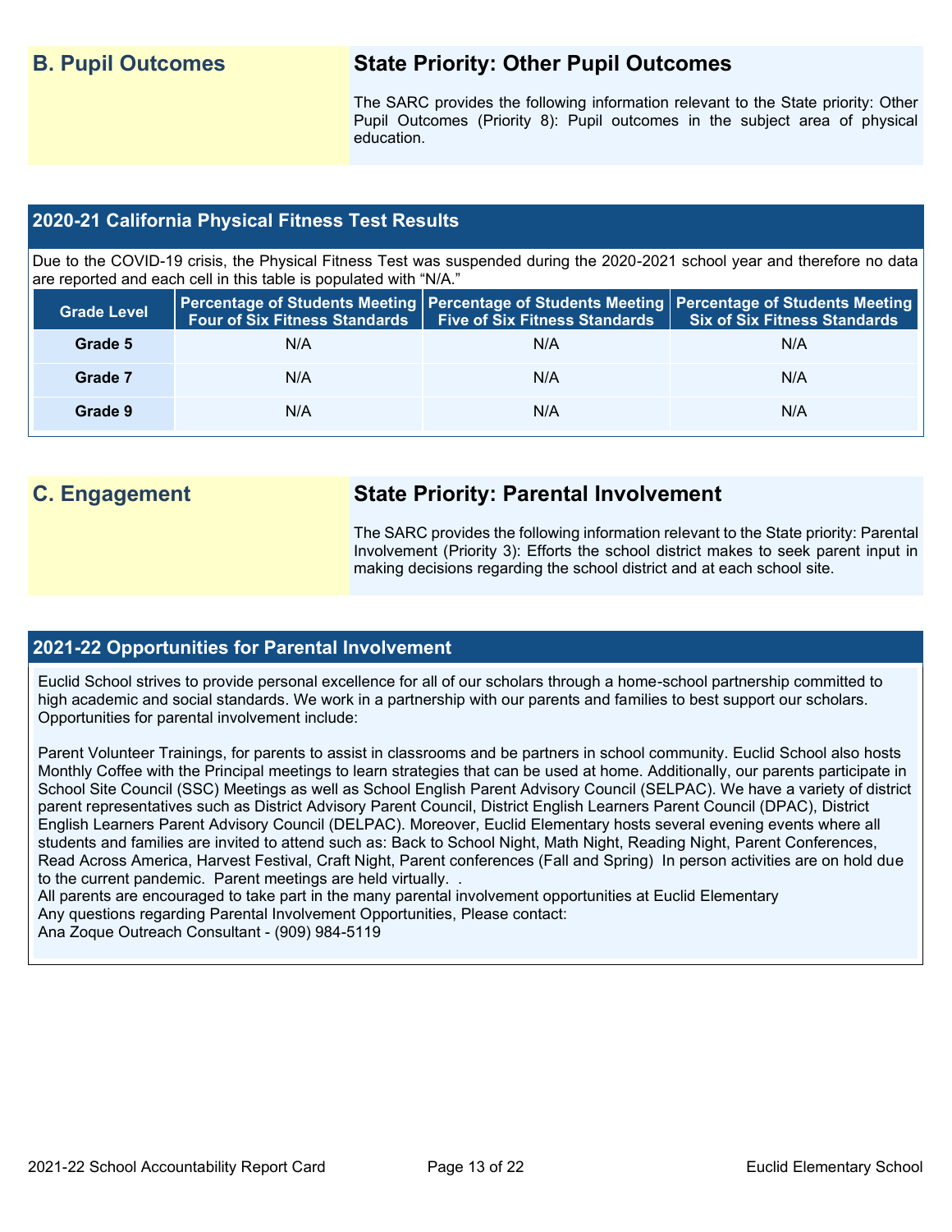## B. Pupil Outcomes

### State Priority: Other Pupil Outcomes

The SARC provides the following information relevant to the State priority: Other Pupil Outcomes (Priority 8): Pupil outcomes in the subject area of physical education.

### 2020-21 California Physical Fitness Test Results

Due to the COVID-19 crisis, the Physical Fitness Test was suspended during the 2020-2021 school year and therefore no data are reported and each cell in this table is populated with "N/A."

| Grade Level | Percentage of Students Meeting Four of Six Fitness Standards | Percentage of Students Meeting Five of Six Fitness Standards | Percentage of Students Meeting Six of Six Fitness Standards |
|---|---|---|---|
| Grade 5 | N/A | N/A | N/A |
| Grade 7 | N/A | N/A | N/A |
| Grade 9 | N/A | N/A | N/A |

## C. Engagement

### State Priority: Parental Involvement

The SARC provides the following information relevant to the State priority: Parental Involvement (Priority 3): Efforts the school district makes to seek parent input in making decisions regarding the school district and at each school site.

### 2021-22 Opportunities for Parental Involvement

Euclid School strives to provide personal excellence for all of our scholars through a home-school partnership committed to high academic and social standards. We work in a partnership with our parents and families to best support our scholars. Opportunities for parental involvement include:

Parent Volunteer Trainings, for parents to assist in classrooms and be partners in school community. Euclid School also hosts Monthly Coffee with the Principal meetings to learn strategies that can be used at home. Additionally, our parents participate in School Site Council (SSC) Meetings as well as School English Parent Advisory Council (SELPAC). We have a variety of district parent representatives such as District Advisory Parent Council, District English Learners Parent Council (DPAC), District English Learners Parent Advisory Council (DELPAC). Moreover, Euclid Elementary hosts several evening events where all students and families are invited to attend such as: Back to School Night, Math Night, Reading Night, Parent Conferences, Read Across America, Harvest Festival, Craft Night, Parent conferences (Fall and Spring) In person activities are on hold due to the current pandemic. Parent meetings are held virtually. .
All parents are encouraged to take part in the many parental involvement opportunities at Euclid Elementary
Any questions regarding Parental Involvement Opportunities, Please contact:
Ana Zoque Outreach Consultant - (909) 984-5119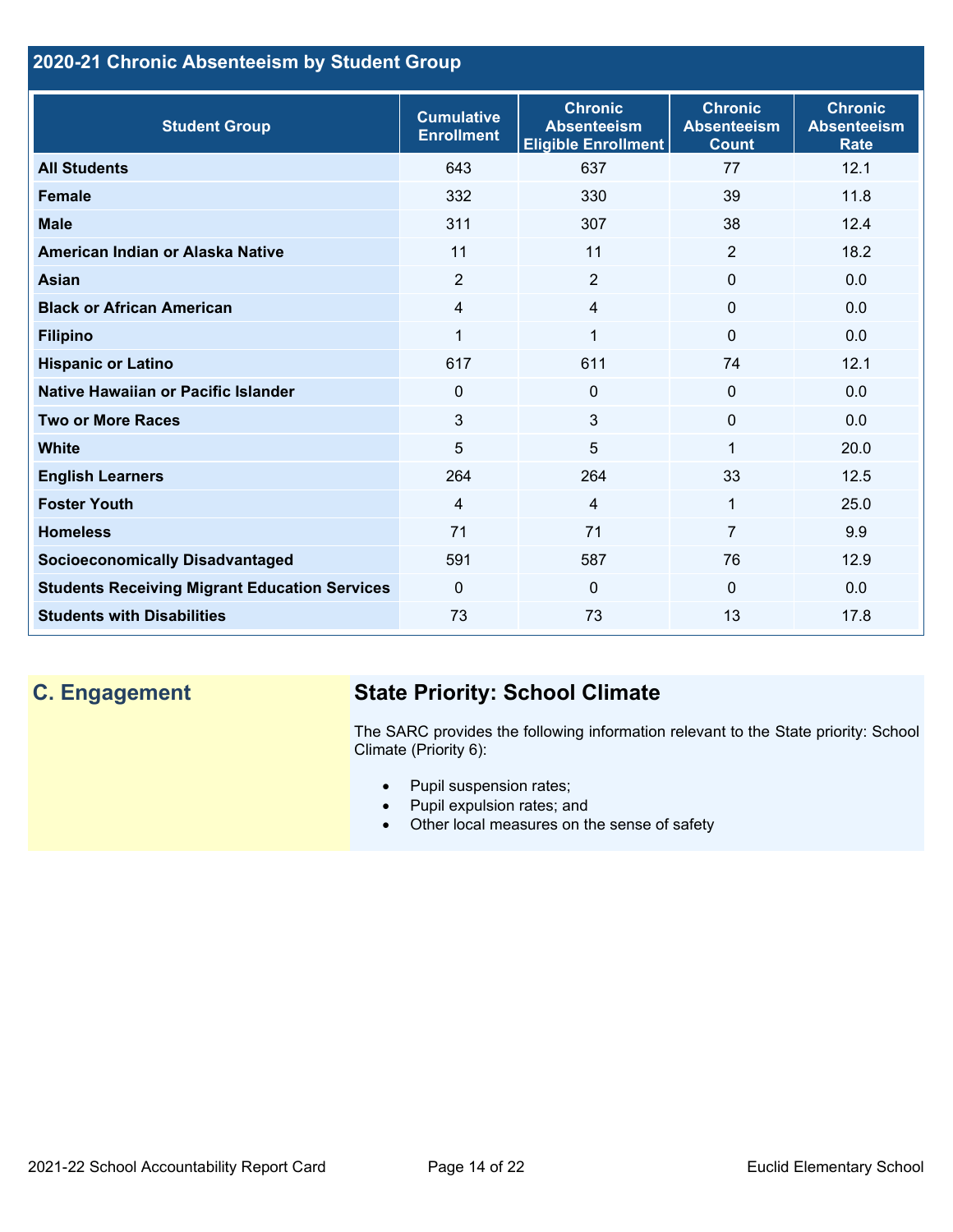## 2020-21 Chronic Absenteeism by Student Group

| Student Group | Cumulative Enrollment | Chronic Absenteeism Eligible Enrollment | Chronic Absenteeism Count | Chronic Absenteeism Rate |
|---|---|---|---|---|
| **All Students** | 643 | 637 | 77 | 12.1 |
| **Female** | 332 | 330 | 39 | 11.8 |
| **Male** | 311 | 307 | 38 | 12.4 |
| **American Indian or Alaska Native** | 11 | 11 | 2 | 18.2 |
| **Asian** | 2 | 2 | 0 | 0.0 |
| **Black or African American** | 4 | 4 | 0 | 0.0 |
| **Filipino** | 1 | 1 | 0 | 0.0 |
| **Hispanic or Latino** | 617 | 611 | 74 | 12.1 |
| **Native Hawaiian or Pacific Islander** | 0 | 0 | 0 | 0.0 |
| **Two or More Races** | 3 | 3 | 0 | 0.0 |
| **White** | 5 | 5 | 1 | 20.0 |
| **English Learners** | 264 | 264 | 33 | 12.5 |
| **Foster Youth** | 4 | 4 | 1 | 25.0 |
| **Homeless** | 71 | 71 | 7 | 9.9 |
| **Socioeconomically Disadvantaged** | 591 | 587 | 76 | 12.9 |
| **Students Receiving Migrant Education Services** | 0 | 0 | 0 | 0.0 |
| **Students with Disabilities** | 73 | 73 | 13 | 17.8 |

## C. Engagement

### State Priority: School Climate

The SARC provides the following information relevant to the State priority: School Climate (Priority 6):

- Pupil suspension rates;
- Pupil expulsion rates; and
- Other local measures on the sense of safety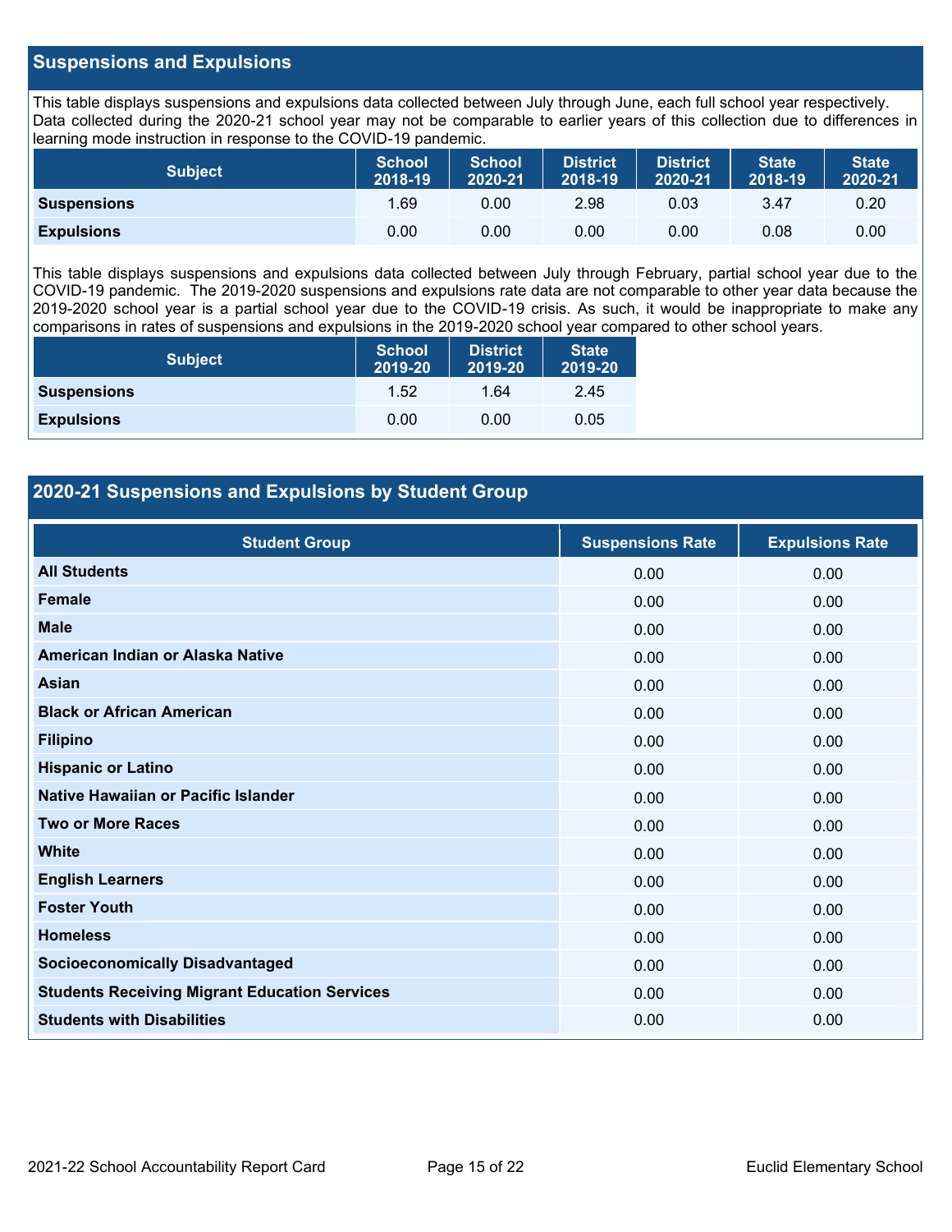## Suspensions and Expulsions

This table displays suspensions and expulsions data collected between July through June, each full school year respectively. Data collected during the 2020-21 school year may not be comparable to earlier years of this collection due to differences in learning mode instruction in response to the COVID-19 pandemic.

| Subject | School 2018-19 | School 2020-21 | District 2018-19 | District 2020-21 | State 2018-19 | State 2020-21 |
|---|---|---|---|---|---|---|
| **Suspensions** | 1.69 | 0.00 | 2.98 | 0.03 | 3.47 | 0.20 |
| **Expulsions** | 0.00 | 0.00 | 0.00 | 0.00 | 0.08 | 0.00 |

This table displays suspensions and expulsions data collected between July through February, partial school year due to the COVID-19 pandemic. The 2019-2020 suspensions and expulsions rate data are not comparable to other year data because the 2019-2020 school year is a partial school year due to the COVID-19 crisis. As such, it would be inappropriate to make any comparisons in rates of suspensions and expulsions in the 2019-2020 school year compared to other school years.

| Subject | School 2019-20 | District 2019-20 | State 2019-20 |
|---|---|---|---|
| **Suspensions** | 1.52 | 1.64 | 2.45 |
| **Expulsions** | 0.00 | 0.00 | 0.05 |

## 2020-21 Suspensions and Expulsions by Student Group

| Student Group | Suspensions Rate | Expulsions Rate |
|---|---|---|
| **All Students** | 0.00 | 0.00 |
| **Female** | 0.00 | 0.00 |
| **Male** | 0.00 | 0.00 |
| **American Indian or Alaska Native** | 0.00 | 0.00 |
| **Asian** | 0.00 | 0.00 |
| **Black or African American** | 0.00 | 0.00 |
| **Filipino** | 0.00 | 0.00 |
| **Hispanic or Latino** | 0.00 | 0.00 |
| **Native Hawaiian or Pacific Islander** | 0.00 | 0.00 |
| **Two or More Races** | 0.00 | 0.00 |
| **White** | 0.00 | 0.00 |
| **English Learners** | 0.00 | 0.00 |
| **Foster Youth** | 0.00 | 0.00 |
| **Homeless** | 0.00 | 0.00 |
| **Socioeconomically Disadvantaged** | 0.00 | 0.00 |
| **Students Receiving Migrant Education Services** | 0.00 | 0.00 |
| **Students with Disabilities** | 0.00 | 0.00 |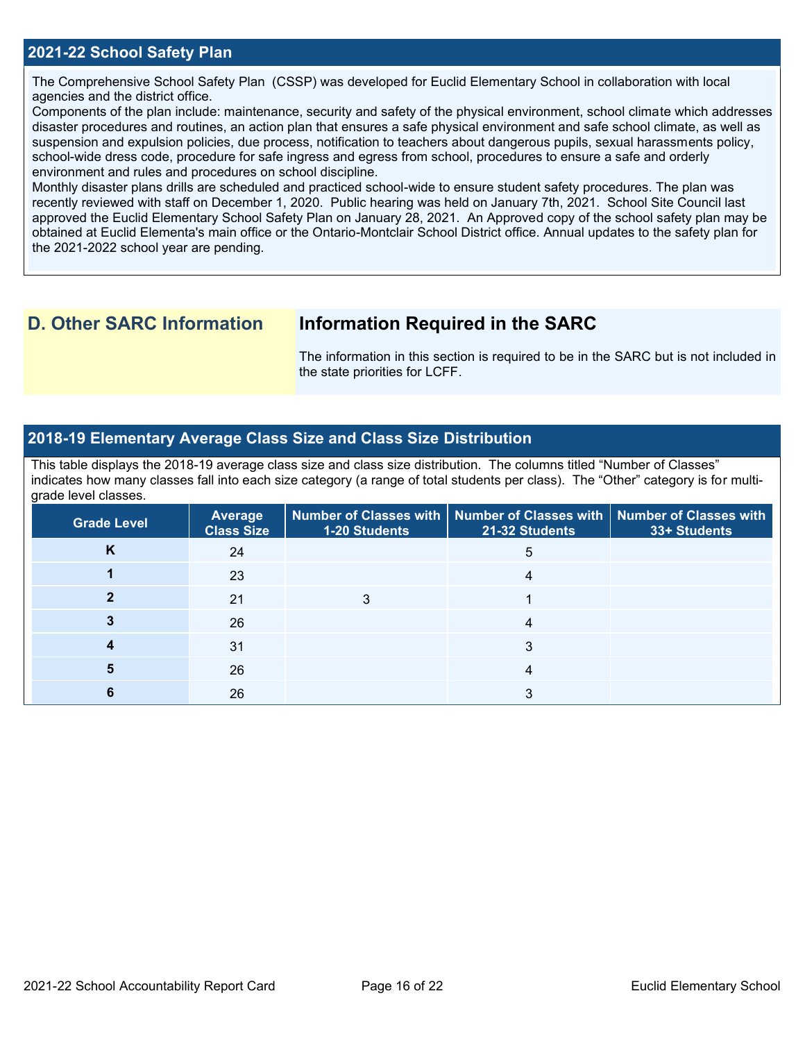## 2021-22 School Safety Plan

The Comprehensive School Safety Plan  (CSSP) was developed for Euclid Elementary School in collaboration with local agencies and the district office.
Components of the plan include: maintenance, security and safety of the physical environment, school climate which addresses disaster procedures and routines, an action plan that ensures a safe physical environment and safe school climate, as well as suspension and expulsion policies, due process, notification to teachers about dangerous pupils, sexual harassments policy, school-wide dress code, procedure for safe ingress and egress from school, procedures to ensure a safe and orderly environment and rules and procedures on school discipline.
Monthly disaster plans drills are scheduled and practiced school-wide to ensure student safety procedures. The plan was recently reviewed with staff on December 1, 2020.  Public hearing was held on January 7th, 2021.  School Site Council last approved the Euclid Elementary School Safety Plan on January 28, 2021.  An Approved copy of the school safety plan may be obtained at Euclid Elementa's main office or the Ontario-Montclair School District office. Annual updates to the safety plan for the 2021-2022 school year are pending.

## D. Other SARC Information

### Information Required in the SARC

The information in this section is required to be in the SARC but is not included in the state priorities for LCFF.

## 2018-19 Elementary Average Class Size and Class Size Distribution

This table displays the 2018-19 average class size and class size distribution.  The columns titled “Number of Classes” indicates how many classes fall into each size category (a range of total students per class).  The “Other” category is for multi-grade level classes.

| Grade Level | Average Class Size | Number of Classes with 1-20 Students | Number of Classes with 21-32 Students | Number of Classes with 33+ Students |
|---|---|---|---|---|
| K | 24 | | 5 | |
| 1 | 23 | | 4 | |
| 2 | 21 | 3 | 1 | |
| 3 | 26 | | 4 | |
| 4 | 31 | | 3 | |
| 5 | 26 | | 4 | |
| 6 | 26 | | 3 | |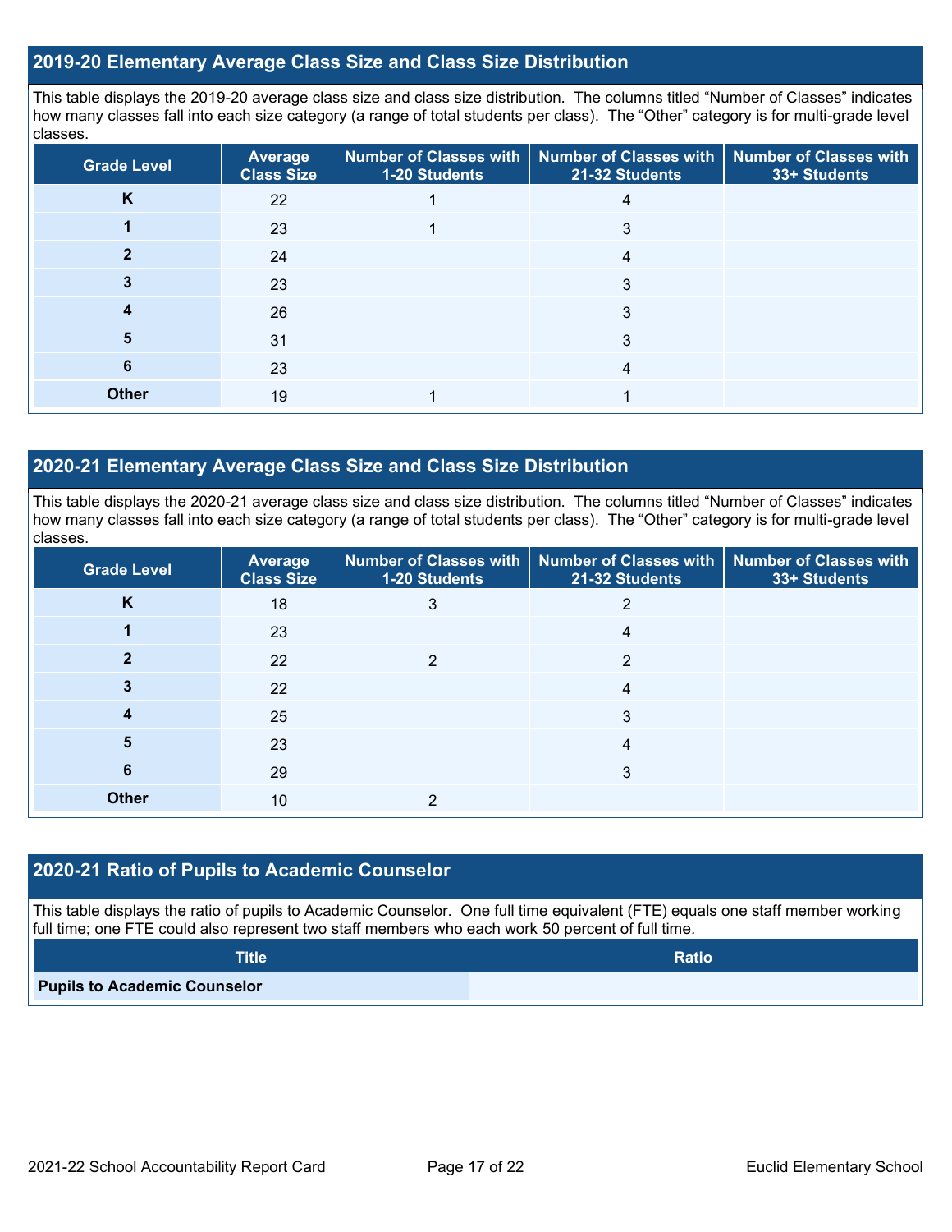## 2019-20 Elementary Average Class Size and Class Size Distribution

This table displays the 2019-20 average class size and class size distribution. The columns titled "Number of Classes" indicates how many classes fall into each size category (a range of total students per class). The "Other" category is for multi-grade level classes.

| Grade Level | Average Class Size | Number of Classes with 1-20 Students | Number of Classes with 21-32 Students | Number of Classes with 33+ Students |
|---|---|---|---|---|
| K | 22 | 1 | 4 | |
| 1 | 23 | 1 | 3 | |
| 2 | 24 | | 4 | |
| 3 | 23 | | 3 | |
| 4 | 26 | | 3 | |
| 5 | 31 | | 3 | |
| 6 | 23 | | 4 | |
| Other | 19 | 1 | 1 | |

## 2020-21 Elementary Average Class Size and Class Size Distribution

This table displays the 2020-21 average class size and class size distribution. The columns titled "Number of Classes" indicates how many classes fall into each size category (a range of total students per class). The "Other" category is for multi-grade level classes.

| Grade Level | Average Class Size | Number of Classes with 1-20 Students | Number of Classes with 21-32 Students | Number of Classes with 33+ Students |
|---|---|---|---|---|
| K | 18 | 3 | 2 | |
| 1 | 23 | | 4 | |
| 2 | 22 | 2 | 2 | |
| 3 | 22 | | 4 | |
| 4 | 25 | | 3 | |
| 5 | 23 | | 4 | |
| 6 | 29 | | 3 | |
| Other | 10 | 2 | | |

## 2020-21 Ratio of Pupils to Academic Counselor

This table displays the ratio of pupils to Academic Counselor. One full time equivalent (FTE) equals one staff member working full time; one FTE could also represent two staff members who each work 50 percent of full time.

| Title | Ratio |
|---|---|
| Pupils to Academic Counselor | |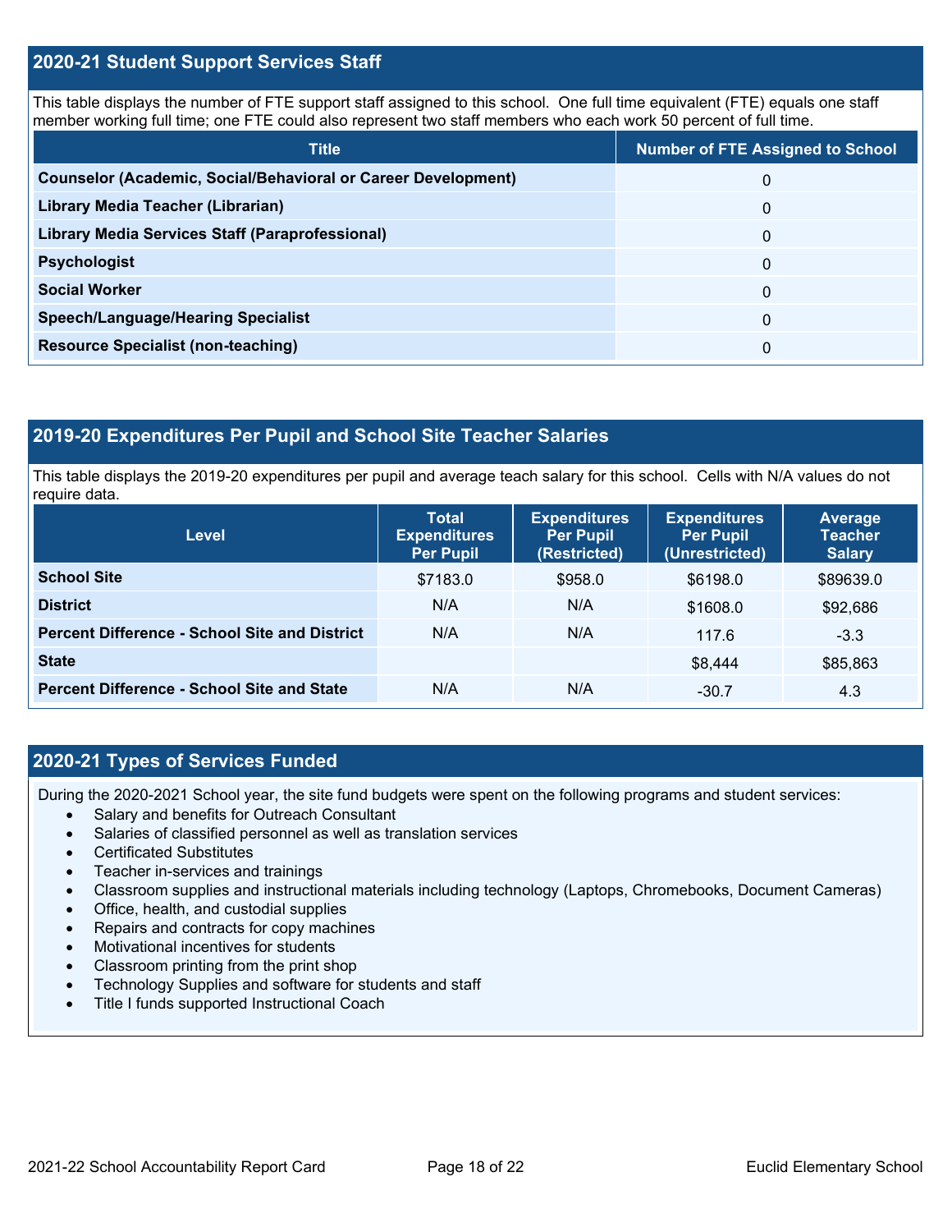## 2020-21 Student Support Services Staff

This table displays the number of FTE support staff assigned to this school. One full time equivalent (FTE) equals one staff member working full time; one FTE could also represent two staff members who each work 50 percent of full time.

| Title | Number of FTE Assigned to School |
|---|---|
| Counselor (Academic, Social/Behavioral or Career Development) | 0 |
| Library Media Teacher (Librarian) | 0 |
| Library Media Services Staff (Paraprofessional) | 0 |
| Psychologist | 0 |
| Social Worker | 0 |
| Speech/Language/Hearing Specialist | 0 |
| Resource Specialist (non-teaching) | 0 |

## 2019-20 Expenditures Per Pupil and School Site Teacher Salaries

This table displays the 2019-20 expenditures per pupil and average teach salary for this school. Cells with N/A values do not require data.

| Level | Total Expenditures Per Pupil | Expenditures Per Pupil (Restricted) | Expenditures Per Pupil (Unrestricted) | Average Teacher Salary |
|---|---|---|---|---|
| School Site | $7183.0 | $958.0 | $6198.0 | $89639.0 |
| District | N/A | N/A | $1608.0 | $92,686 |
| Percent Difference - School Site and District | N/A | N/A | 117.6 | -3.3 |
| State | | | $8,444 | $85,863 |
| Percent Difference - School Site and State | N/A | N/A | -30.7 | 4.3 |

## 2020-21 Types of Services Funded

During the 2020-2021 School year, the site fund budgets were spent on the following programs and student services:

- Salary and benefits for Outreach Consultant
- Salaries of classified personnel as well as translation services
- Certificated Substitutes
- Teacher in-services and trainings
- Classroom supplies and instructional materials including technology (Laptops, Chromebooks, Document Cameras)
- Office, health, and custodial supplies
- Repairs and contracts for copy machines
- Motivational incentives for students
- Classroom printing from the print shop
- Technology Supplies and software for students and staff
- Title I funds supported Instructional Coach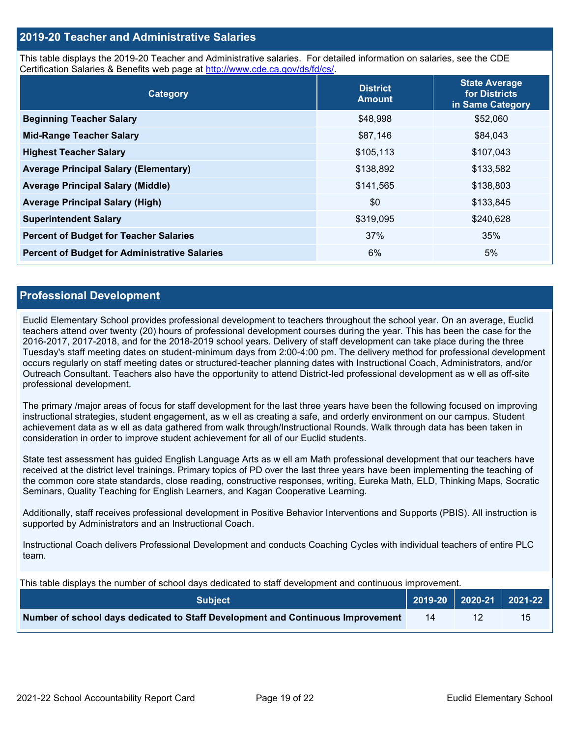## 2019-20 Teacher and Administrative Salaries

This table displays the 2019-20 Teacher and Administrative salaries. For detailed information on salaries, see the CDE Certification Salaries & Benefits web page at http://www.cde.ca.gov/ds/fd/cs/.

| Category | District Amount | State Average for Districts in Same Category |
|---|---|---|
| **Beginning Teacher Salary** | $48,998 | $52,060 |
| **Mid-Range Teacher Salary** | $87,146 | $84,043 |
| **Highest Teacher Salary** | $105,113 | $107,043 |
| **Average Principal Salary (Elementary)** | $138,892 | $133,582 |
| **Average Principal Salary (Middle)** | $141,565 | $138,803 |
| **Average Principal Salary (High)** | $0 | $133,845 |
| **Superintendent Salary** | $319,095 | $240,628 |
| **Percent of Budget for Teacher Salaries** | 37% | 35% |
| **Percent of Budget for Administrative Salaries** | 6% | 5% |

## Professional Development

Euclid Elementary School provides professional development to teachers throughout the school year. On an average, Euclid teachers attend over twenty (20) hours of professional development courses during the year. This has been the case for the 2016-2017, 2017-2018, and for the 2018-2019 school years. Delivery of staff development can take place during the three Tuesday's staff meeting dates on student-minimum days from 2:00-4:00 pm. The delivery method for professional development occurs regularly on staff meeting dates or structured-teacher planning dates with Instructional Coach, Administrators, and/or Outreach Consultant. Teachers also have the opportunity to attend District-led professional development as w ell as off-site professional development.

The primary /major areas of focus for staff development for the last three years have been the following focused on improving instructional strategies, student engagement, as w ell as creating a safe, and orderly environment on our campus. Student achievement data as w ell as data gathered from walk through/Instructional Rounds. Walk through data has been taken in consideration in order to improve student achievement for all of our Euclid students.

State test assessment has guided English Language Arts as w ell am Math professional development that our teachers have received at the district level trainings. Primary topics of PD over the last three years have been implementing the teaching of the common core state standards, close reading, constructive responses, writing, Eureka Math, ELD, Thinking Maps, Socratic Seminars, Quality Teaching for English Learners, and Kagan Cooperative Learning.

Additionally, staff receives professional development in Positive Behavior Interventions and Supports (PBIS). All instruction is supported by Administrators and an Instructional Coach.

Instructional Coach delivers Professional Development and conducts Coaching Cycles with individual teachers of entire PLC team.

This table displays the number of school days dedicated to staff development and continuous improvement.

| Subject | 2019-20 | 2020-21 | 2021-22 |
|---|---|---|---|
| **Number of school days dedicated to Staff Development and Continuous Improvement** | 14 | 12 | 15 |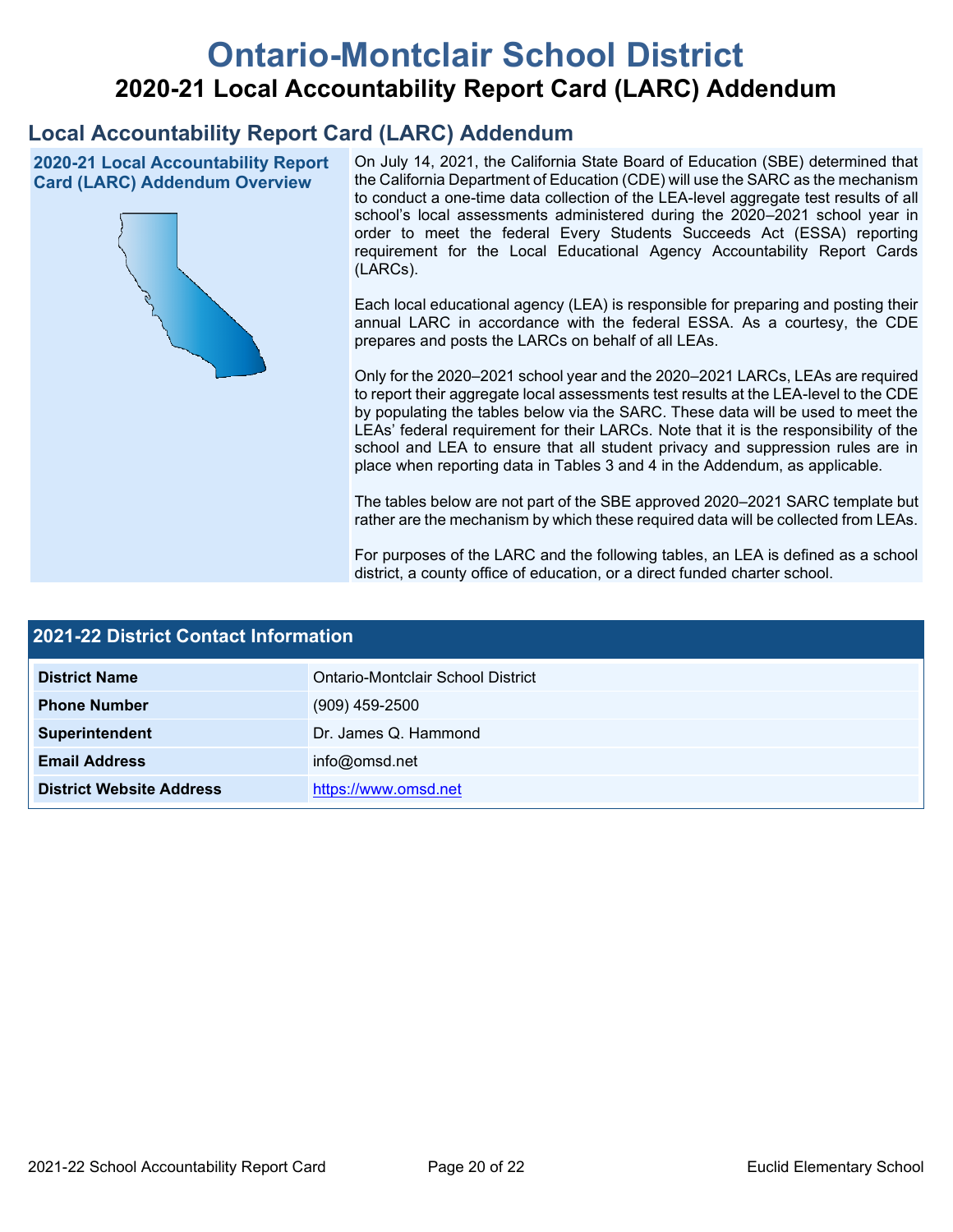# Ontario-Montclair School District

## 2020-21 Local Accountability Report Card (LARC) Addendum

## Local Accountability Report Card (LARC) Addendum

### 2020-21 Local Accountability Report Card (LARC) Addendum Overview

On July 14, 2021, the California State Board of Education (SBE) determined that the California Department of Education (CDE) will use the SARC as the mechanism to conduct a one-time data collection of the LEA-level aggregate test results of all school's local assessments administered during the 2020–2021 school year in order to meet the federal Every Students Succeeds Act (ESSA) reporting requirement for the Local Educational Agency Accountability Report Cards (LARCs).

Each local educational agency (LEA) is responsible for preparing and posting their annual LARC in accordance with the federal ESSA. As a courtesy, the CDE prepares and posts the LARCs on behalf of all LEAs.

Only for the 2020–2021 school year and the 2020–2021 LARCs, LEAs are required to report their aggregate local assessments test results at the LEA-level to the CDE by populating the tables below via the SARC. These data will be used to meet the LEAs' federal requirement for their LARCs. Note that it is the responsibility of the school and LEA to ensure that all student privacy and suppression rules are in place when reporting data in Tables 3 and 4 in the Addendum, as applicable.

The tables below are not part of the SBE approved 2020–2021 SARC template but rather are the mechanism by which these required data will be collected from LEAs.

For purposes of the LARC and the following tables, an LEA is defined as a school district, a county office of education, or a direct funded charter school.

### 2021-22 District Contact Information

| 2021-22 District Contact Information | |
|---|---|
| **District Name** | Ontario-Montclair School District |
| **Phone Number** | (909) 459-2500 |
| **Superintendent** | Dr. James Q. Hammond |
| **Email Address** | info@omsd.net |
| **District Website Address** | https://www.omsd.net |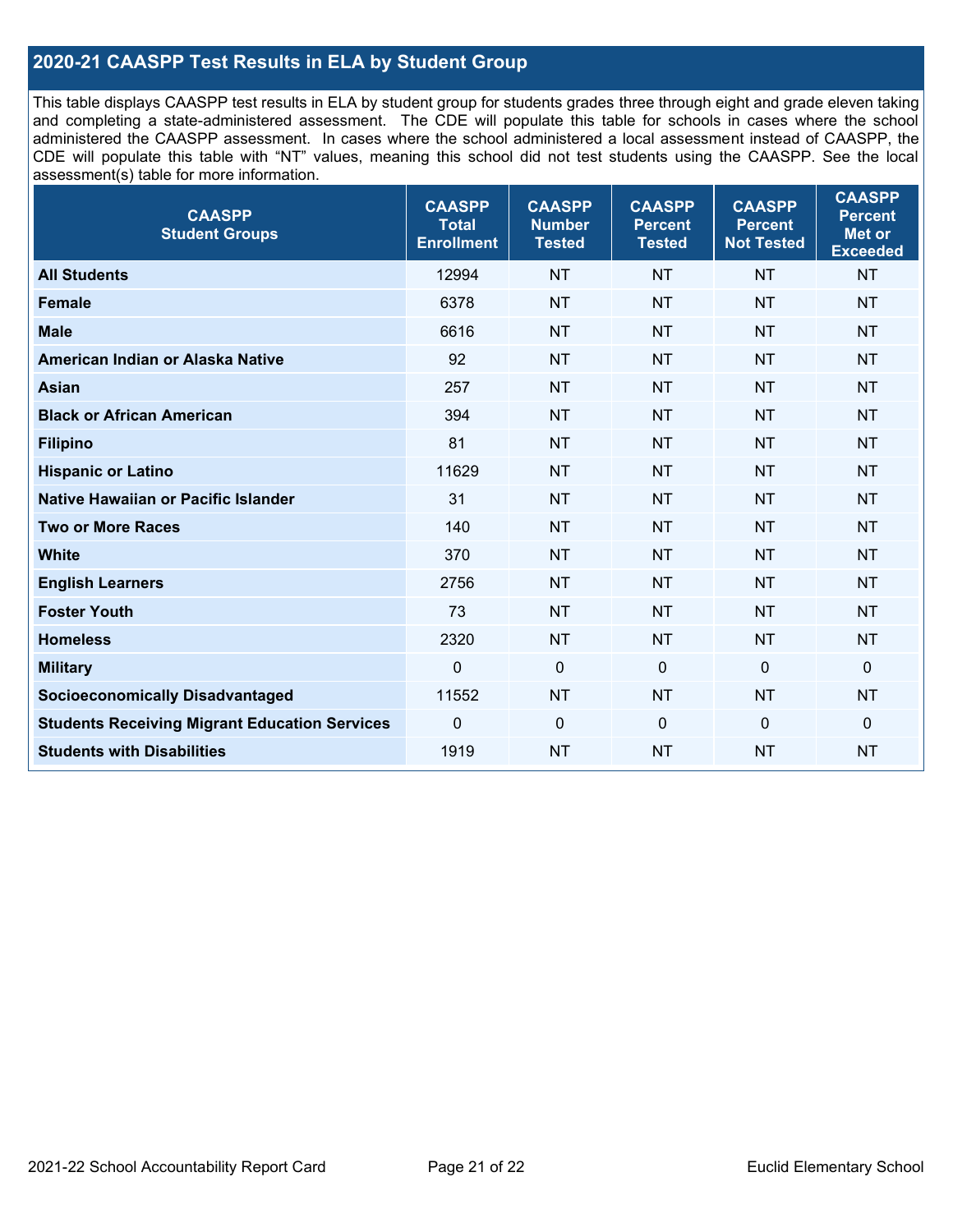## 2020-21 CAASPP Test Results in ELA by Student Group

This table displays CAASPP test results in ELA by student group for students grades three through eight and grade eleven taking and completing a state-administered assessment. The CDE will populate this table for schools in cases where the school administered the CAASPP assessment. In cases where the school administered a local assessment instead of CAASPP, the CDE will populate this table with "NT" values, meaning this school did not test students using the CAASPP. See the local assessment(s) table for more information.

| CAASPP Student Groups | CAASPP Total Enrollment | CAASPP Number Tested | CAASPP Percent Tested | CAASPP Percent Not Tested | CAASPP Percent Met or Exceeded |
|---|---|---|---|---|---|
| **All Students** | 12994 | NT | NT | NT | NT |
| **Female** | 6378 | NT | NT | NT | NT |
| **Male** | 6616 | NT | NT | NT | NT |
| **American Indian or Alaska Native** | 92 | NT | NT | NT | NT |
| **Asian** | 257 | NT | NT | NT | NT |
| **Black or African American** | 394 | NT | NT | NT | NT |
| **Filipino** | 81 | NT | NT | NT | NT |
| **Hispanic or Latino** | 11629 | NT | NT | NT | NT |
| **Native Hawaiian or Pacific Islander** | 31 | NT | NT | NT | NT |
| **Two or More Races** | 140 | NT | NT | NT | NT |
| **White** | 370 | NT | NT | NT | NT |
| **English Learners** | 2756 | NT | NT | NT | NT |
| **Foster Youth** | 73 | NT | NT | NT | NT |
| **Homeless** | 2320 | NT | NT | NT | NT |
| **Military** | 0 | 0 | 0 | 0 | 0 |
| **Socioeconomically Disadvantaged** | 11552 | NT | NT | NT | NT |
| **Students Receiving Migrant Education Services** | 0 | 0 | 0 | 0 | 0 |
| **Students with Disabilities** | 1919 | NT | NT | NT | NT |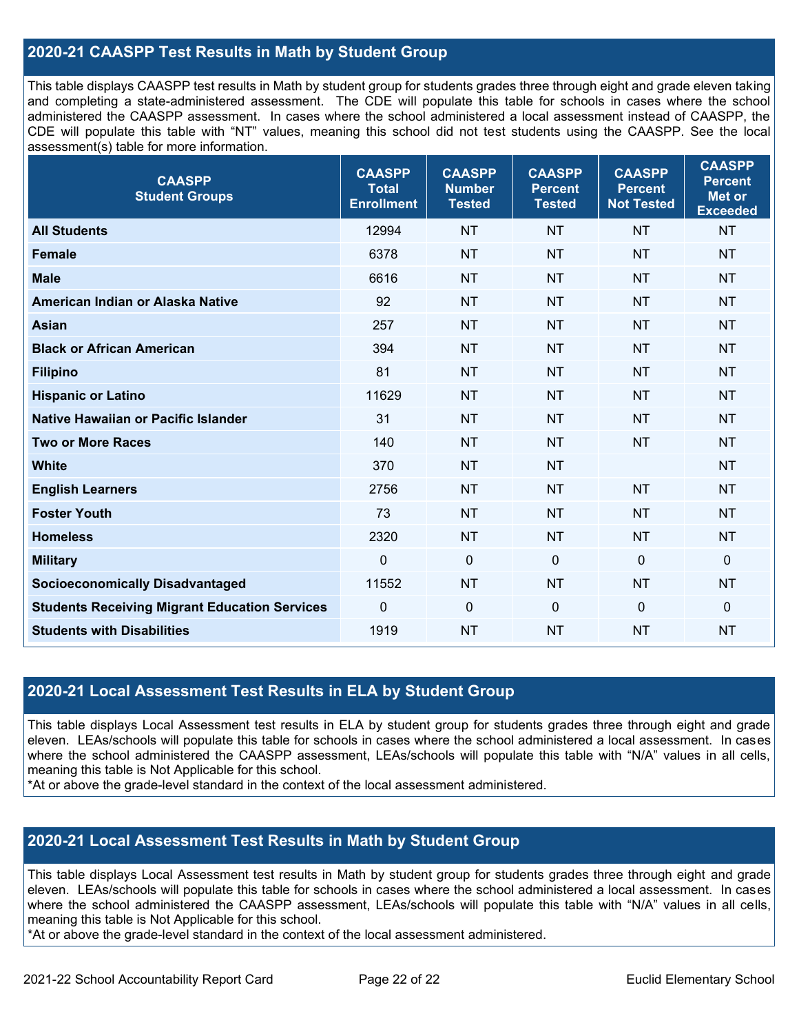## 2020-21 CAASPP Test Results in Math by Student Group

This table displays CAASPP test results in Math by student group for students grades three through eight and grade eleven taking and completing a state-administered assessment. The CDE will populate this table for schools in cases where the school administered the CAASPP assessment. In cases where the school administered a local assessment instead of CAASPP, the CDE will populate this table with "NT" values, meaning this school did not test students using the CAASPP. See the local assessment(s) table for more information.

| CAASPP Student Groups | CAASPP Total Enrollment | CAASPP Number Tested | CAASPP Percent Tested | CAASPP Percent Not Tested | CAASPP Percent Met or Exceeded |
|---|---|---|---|---|---|
| All Students | 12994 | NT | NT | NT | NT |
| Female | 6378 | NT | NT | NT | NT |
| Male | 6616 | NT | NT | NT | NT |
| American Indian or Alaska Native | 92 | NT | NT | NT | NT |
| Asian | 257 | NT | NT | NT | NT |
| Black or African American | 394 | NT | NT | NT | NT |
| Filipino | 81 | NT | NT | NT | NT |
| Hispanic or Latino | 11629 | NT | NT | NT | NT |
| Native Hawaiian or Pacific Islander | 31 | NT | NT | NT | NT |
| Two or More Races | 140 | NT | NT | NT | NT |
| White | 370 | NT | NT | | NT |
| English Learners | 2756 | NT | NT | NT | NT |
| Foster Youth | 73 | NT | NT | NT | NT |
| Homeless | 2320 | NT | NT | NT | NT |
| Military | 0 | 0 | 0 | 0 | 0 |
| Socioeconomically Disadvantaged | 11552 | NT | NT | NT | NT |
| Students Receiving Migrant Education Services | 0 | 0 | 0 | 0 | 0 |
| Students with Disabilities | 1919 | NT | NT | NT | NT |

## 2020-21 Local Assessment Test Results in ELA by Student Group

This table displays Local Assessment test results in ELA by student group for students grades three through eight and grade eleven. LEAs/schools will populate this table for schools in cases where the school administered a local assessment. In cases where the school administered the CAASPP assessment, LEAs/schools will populate this table with "N/A" values in all cells, meaning this table is Not Applicable for this school.
*At or above the grade-level standard in the context of the local assessment administered.

## 2020-21 Local Assessment Test Results in Math by Student Group

This table displays Local Assessment test results in Math by student group for students grades three through eight and grade eleven. LEAs/schools will populate this table for schools in cases where the school administered a local assessment. In cases where the school administered the CAASPP assessment, LEAs/schools will populate this table with "N/A" values in all cells, meaning this table is Not Applicable for this school.
*At or above the grade-level standard in the context of the local assessment administered.